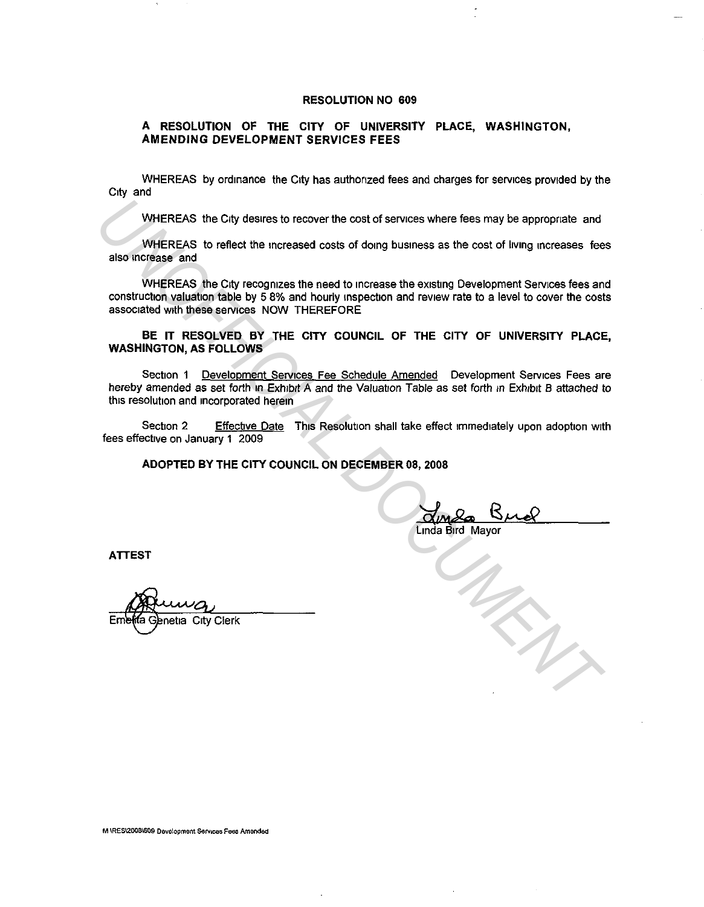**RESOLUTION NO 609**

**A RESOLUTION OF THE CITY OF UNIVERSITY PLACE, WASHINGTON, AMENDING DEVELOPMENT SERVICES FEES**

WHEREAS by ordinance the City has authorized fees and charges for services provided by the City and

WHEREAS the City desires to recover the cost of services where fees may be appropriate and

WHEREAS to reflect the increased costs of doing business as the cost of living increases fees also increase and

WHEREAS the City recognizes the need to increase the existing Development Services fees and construction valuation table by 5 8% and hourly inspection and review rate to a level to cover the costs associated with these services NOW THEREFORE

**BE IT RESOLVED BY THE CITY COUNCIL OF THE CITY OF UNIVERSITY PLACE, WASHINGTON, AS FOLLOWS**

Section 1 Development Services Fee Schedule Amended Development Services Fees are hereby amended as set forth in Exhibit A and the Valuation Table as set forth in Exhibit B attached to this resolution and incorporated herein

Section 2 Effective Date This Resolution shall take effect immediately upon adoption with fees effective on January 1 2009

**ADOPTED BY THE CITY COUNCIL ON DECEMBER 08, 2008**

Linda Bird Mayor

**ATTEST**

Emelita Genetia City Clerk

M \RES\2008\609 Development Services Fees Amended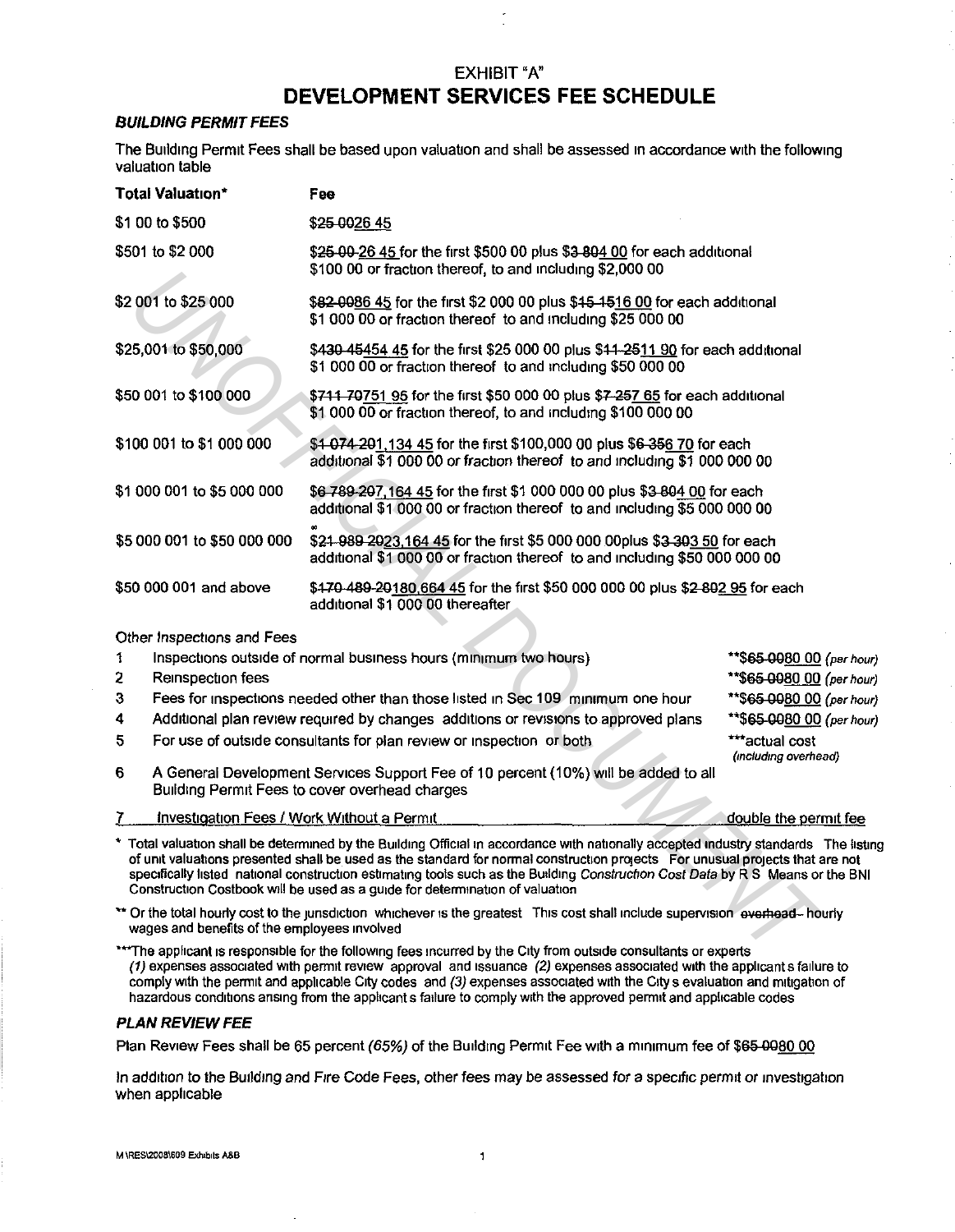EXHIBIT "A"

# DEVELOPMENT SERVICES FEE SCHEDULE

### *BUILDING PERMIT FEES*

The Building Permit Fees shall be based upon valuation and shall be assessed in accordance with the following valuation table

| Total Valuation* | Fee |
|---|---|
| $1 00 to $500 | ~~$25 00~~26 45 |
| $501 to $2 000 | ~~$25 00~~ 26 45 for the first $500 00 plus ~~$3 80~~4 00 for each additional $100 00 or fraction thereof, to and including $2,000 00 |
| $2 001 to $25 000 | ~~$82 00~~86 45 for the first $2 000 00 plus ~~$15 15~~16 00 for each additional $1 000 00 or fraction thereof to and including $25 000 00 |
| $25,001 to $50,000 | ~~$430 45~~454 45 for the first $25 000 00 plus ~~$11 25~~11 90 for each additional $1 000 00 or fraction thereof to and including $50 000 00 |
| $50 001 to $100 000 | ~~$711 70~~751 95 for the first $50 000 00 plus ~~$7 25~~7 65 for each additional $1 000 00 or fraction thereof, to and including $100 000 00 |
| $100 001 to $1 000 000 | ~~$1 074 20~~1,134 45 for the first $100,000 00 plus ~~$6 35~~6 70 for each additional $1 000 00 or fraction thereof to and including $1 000 000 00 |
| $1 000 001 to $5 000 000 | ~~$6 789 20~~7,164 45 for the first $1 000 000 00 plus ~~$3 80~~4 00 for each additional $1 000 00 or fraction thereof to and including $5 000 000 00 |
| $5 000 001 to $50 000 000 | ~~$21 989 20~~23,164 45 for the first $5 000 000 00plus ~~$3 30~~3 50 for each additional $1 000 00 or fraction thereof to and including $50 000 000 00 |
| $50 000 001 and above | ~~$170 489 20~~180,664 45 for the first $50 000 000 00 plus ~~$2 80~~2 95 for each additional $1 000 00 thereafter |

Other Inspections and Fees

| | | |
|---|---|---|
| 1 | Inspections outside of normal business hours (minimum two hours) | **~~$65 00~~80 00 *(per hour)* |
| 2 | Reinspection fees | **~~$65 00~~80 00 *(per hour)* |
| 3 | Fees for inspections needed other than those listed in Sec 109 minimum one hour | **~~$65 00~~80 00 *(per hour)* |
| 4 | Additional plan review required by changes additions or revisions to approved plans | **~~$65 00~~80 00 *(per hour)* |
| 5 | For use of outside consultants for plan review or inspection or both | ***actual cost *(including overhead)* |
| 6 | A General Development Services Support Fee of 10 percent (10%) will be added to all Building Permit Fees to cover overhead charges | |
| 7 | Investigation Fees / Work Without a Permit | double the permit fee |

\* Total valuation shall be determined by the Building Official in accordance with nationally accepted industry standards The listing of unit valuations presented shall be used as the standard for normal construction projects For unusual projects that are not specifically listed national construction estimating tools such as the Building *Construction Cost Data* by R S Means or the BNI Construction Costbook will be used as a guide for determination of valuation

\*\* Or the total hourly cost to the jurisdiction whichever is the greatest This cost shall include supervision ~~overhead~~ hourly wages and benefits of the employees involved

\*\*\*The applicant is responsible for the following fees incurred by the City from outside consultants or experts *(1)* expenses associated with permit review approval and issuance *(2)* expenses associated with the applicant s failure to comply with the permit and applicable City codes and *(3)* expenses associated with the City s evaluation and mitigation of hazardous conditions arising from the applicant s failure to comply with the approved permit and applicable codes

### *PLAN REVIEW FEE*

Plan Review Fees shall be 65 percent *(65%)* of the Building Permit Fee with a minimum fee of ~~$65 00~~80 00

In addition to the Building and Fire Code Fees, other fees may be assessed for a specific permit or investigation when applicable

M \RES\2008\609 Exhibits A&B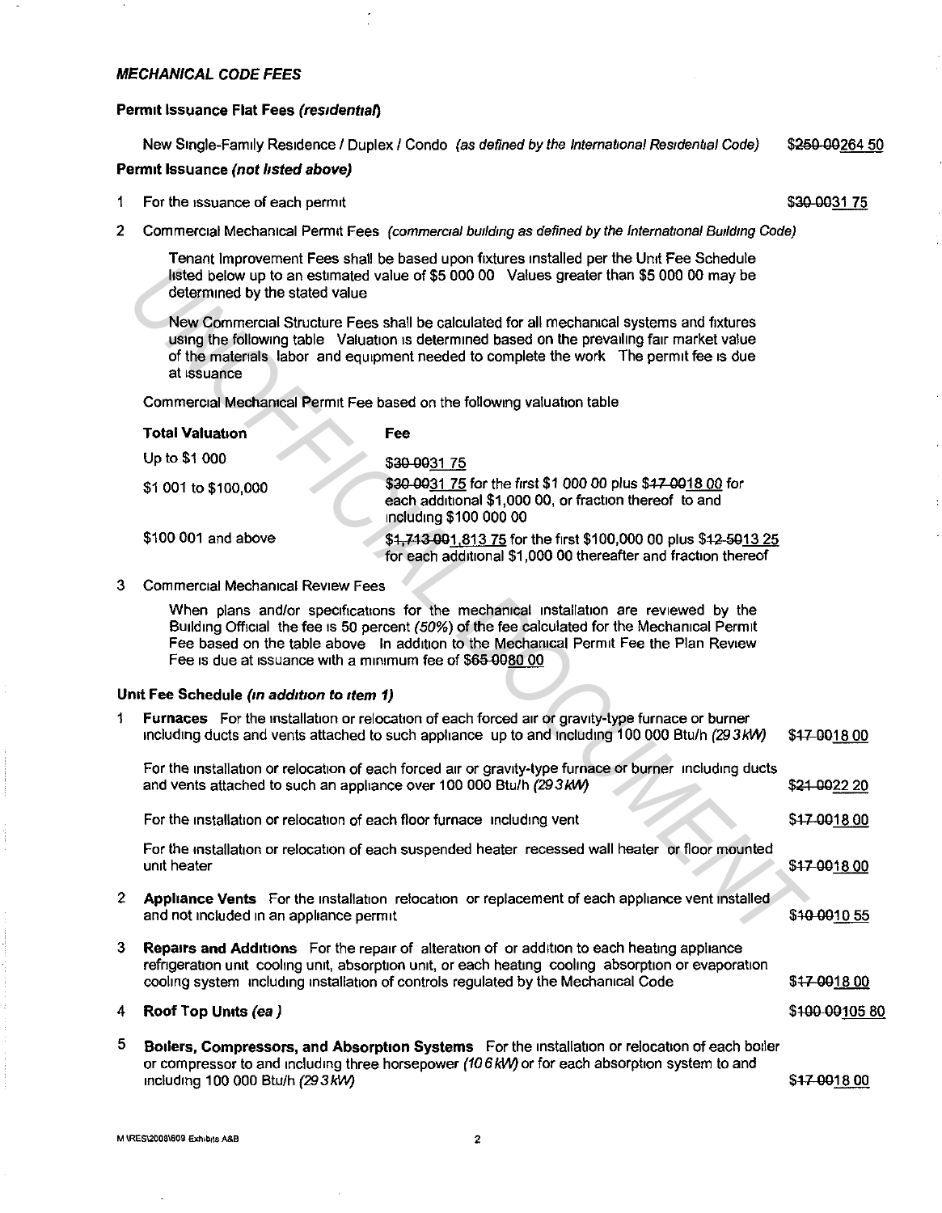### *MECHANICAL CODE FEES*

**Permit Issuance Flat Fees *(residential)***

New Single-Family Residence / Duplex / Condo *(as defined by the International Residential Code)* ~~$250 00~~264 50

**Permit Issuance *(not listed above)***

1 For the issuance of each permit ~~$30 00~~31 75

2 Commercial Mechanical Permit Fees *(commercial building as defined by the International Building Code)*

Tenant Improvement Fees shall be based upon fixtures installed per the Unit Fee Schedule listed below up to an estimated value of $5 000 00 Values greater than $5 000 00 may be determined by the stated value

New Commercial Structure Fees shall be calculated for all mechanical systems and fixtures using the following table Valuation is determined based on the prevailing fair market value of the materials labor and equipment needed to complete the work The permit fee is due at issuance

Commercial Mechanical Permit Fee based on the following valuation table

| Total Valuation | Fee |
|---|---|
| Up to $1 000 | ~~$30 00~~31 75 |
| $1 001 to $100,000 | ~~$30 00~~31 75 for the first $1 000 00 plus ~~$17 00~~18 00 for each additional $1,000 00, or fraction thereof to and including $100 000 00 |
| $100 001 and above | ~~$1,713 00~~1,813 75 for the first $100,000 00 plus ~~$12 50~~13 25 for each additional $1,000 00 thereafter and fraction thereof |

3 Commercial Mechanical Review Fees

When plans and/or specifications for the mechanical installation are reviewed by the Building Official the fee is 50 percent *(50%)* of the fee calculated for the Mechanical Permit Fee based on the table above In addition to the Mechanical Permit Fee the Plan Review Fee is due at issuance with a minimum fee of ~~$65 00~~80 00

**Unit Fee Schedule *(in addition to item 1)***

1 **Furnaces** For the installation or relocation of each forced air or gravity-type furnace or burner including ducts and vents attached to such appliance up to and including 100 000 Btu/h *(29 3 kW)* ~~$17 00~~18 00

For the installation or relocation of each forced air or gravity-type furnace or burner including ducts and vents attached to such an appliance over 100 000 Btu/h *(29 3 kW)* ~~$21 00~~22 20

For the installation or relocation of each floor furnace including vent ~~$17 00~~18 00

For the installation or relocation of each suspended heater recessed wall heater or floor mounted unit heater ~~$17 00~~18 00

2 **Appliance Vents** For the installation relocation or replacement of each appliance vent installed and not included in an appliance permit ~~$10 00~~10 55

3 **Repairs and Additions** For the repair of alteration of or addition to each heating appliance refrigeration unit cooling unit, absorption unit, or each heating cooling absorption or evaporation cooling system including installation of controls regulated by the Mechanical Code ~~$17 00~~18 00

4 **Roof Top Units *(ea )*** ~~$100 00~~105 80

5 **Boilers, Compressors, and Absorption Systems** For the installation or relocation of each boiler or compressor to and including three horsepower *(10 6 kW)* or for each absorption system to and including 100 000 Btu/h *(29 3 kW)* ~~$17 00~~18 00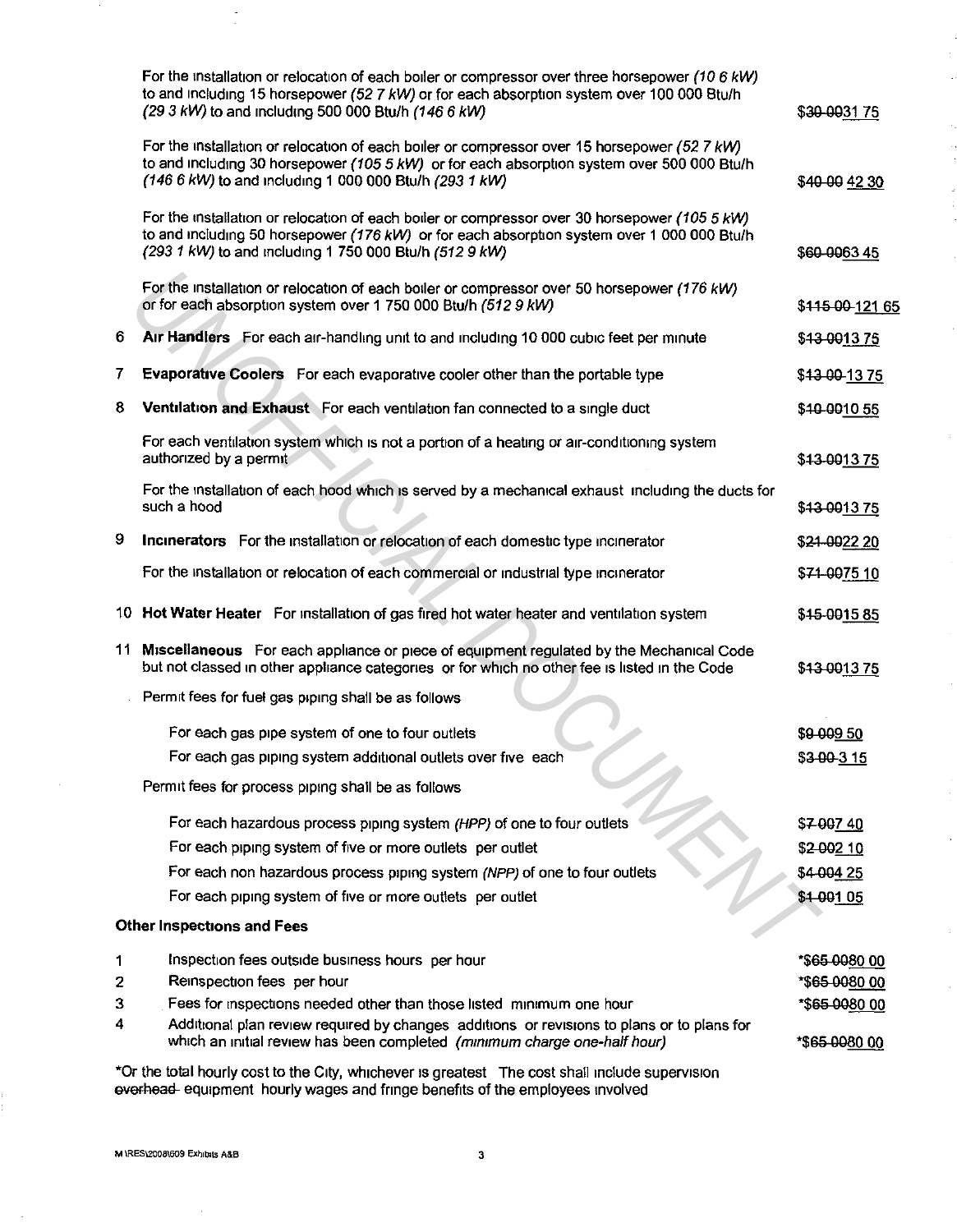| | | |
|---|---|---|
| | For the installation or relocation of each boiler or compressor over three horsepower *(10 6 kW)* to and including 15 horsepower *(52 7 kW)* or for each absorption system over 100 000 Btu/h *(29 3 kW)* to and including 500 000 Btu/h *(146 6 kW)* | ~~$30 00~~31 75 |
| | For the installation or relocation of each boiler or compressor over 15 horsepower *(52 7 kW)* to and including 30 horsepower *(105 5 kW)* or for each absorption system over 500 000 Btu/h *(146 6 kW)* to and including 1 000 000 Btu/h *(293 1 kW)* | ~~$40 00~~ 42 30 |
| | For the installation or relocation of each boiler or compressor over 30 horsepower *(105 5 kW)* to and including 50 horsepower *(176 kW)* or for each absorption system over 1 000 000 Btu/h *(293 1 kW)* to and including 1 750 000 Btu/h *(512 9 kW)* | ~~$60 00~~63 45 |
| | For the installation or relocation of each boiler or compressor over 50 horsepower *(176 kW)* or for each absorption system over 1 750 000 Btu/h *(512 9 kW)* | ~~$115 00~~ 121 65 |
| 6 | **Air Handlers** For each air-handling unit to and including 10 000 cubic feet per minute | ~~$13 00~~13 75 |
| 7 | **Evaporative Coolers** For each evaporative cooler other than the portable type | ~~$13 00~~ 13 75 |
| 8 | **Ventilation and Exhaust** For each ventilation fan connected to a single duct | ~~$10 00~~10 55 |
| | For each ventilation system which is not a portion of a heating or air-conditioning system authorized by a permit | ~~$13 00~~13 75 |
| | For the installation of each hood which is served by a mechanical exhaust including the ducts for such a hood | ~~$13 00~~13 75 |
| 9 | **Incinerators** For the installation or relocation of each domestic type incinerator | ~~$21 00~~22 20 |
| | For the installation or relocation of each commercial or industrial type incinerator | ~~$71 00~~75 10 |
| 10 | **Hot Water Heater** For installation of gas fired hot water heater and ventilation system | ~~$15 00~~15 85 |
| 11 | **Miscellaneous** For each appliance or piece of equipment regulated by the Mechanical Code but not classed in other appliance categories or for which no other fee is listed in the Code | ~~$13 00~~13 75 |
| | Permit fees for fuel gas piping shall be as follows | |
| | For each gas pipe system of one to four outlets | ~~$9 00~~9 50 |
| | For each gas piping system additional outlets over five each | ~~$3 00~~ 3 15 |
| | Permit fees for process piping shall be as follows | |
| | For each hazardous process piping system *(HPP)* of one to four outlets | ~~$7 00~~7 40 |
| | For each piping system of five or more outlets per outlet | ~~$2 00~~2 10 |
| | For each non hazardous process piping system *(NPP)* of one to four outlets | ~~$4 00~~4 25 |
| | For each piping system of five or more outlets per outlet | ~~$1 00~~1 05 |

**Other Inspections and Fees**

| | | |
|---|---|---|
| 1 | Inspection fees outside business hours per hour | *~~$65 00~~80 00 |
| 2 | Reinspection fees per hour | *~~$65 00~~80 00 |
| 3 | Fees for inspections needed other than those listed minimum one hour | *~~$65 00~~80 00 |
| 4 | Additional plan review required by changes additions or revisions to plans or to plans for which an initial review has been completed *(minimum charge one-half hour)* | *~~$65 00~~80 00 |

*Or the total hourly cost to the City, whichever is greatest The cost shall include supervision ~~overhead~~ equipment hourly wages and fringe benefits of the employees involved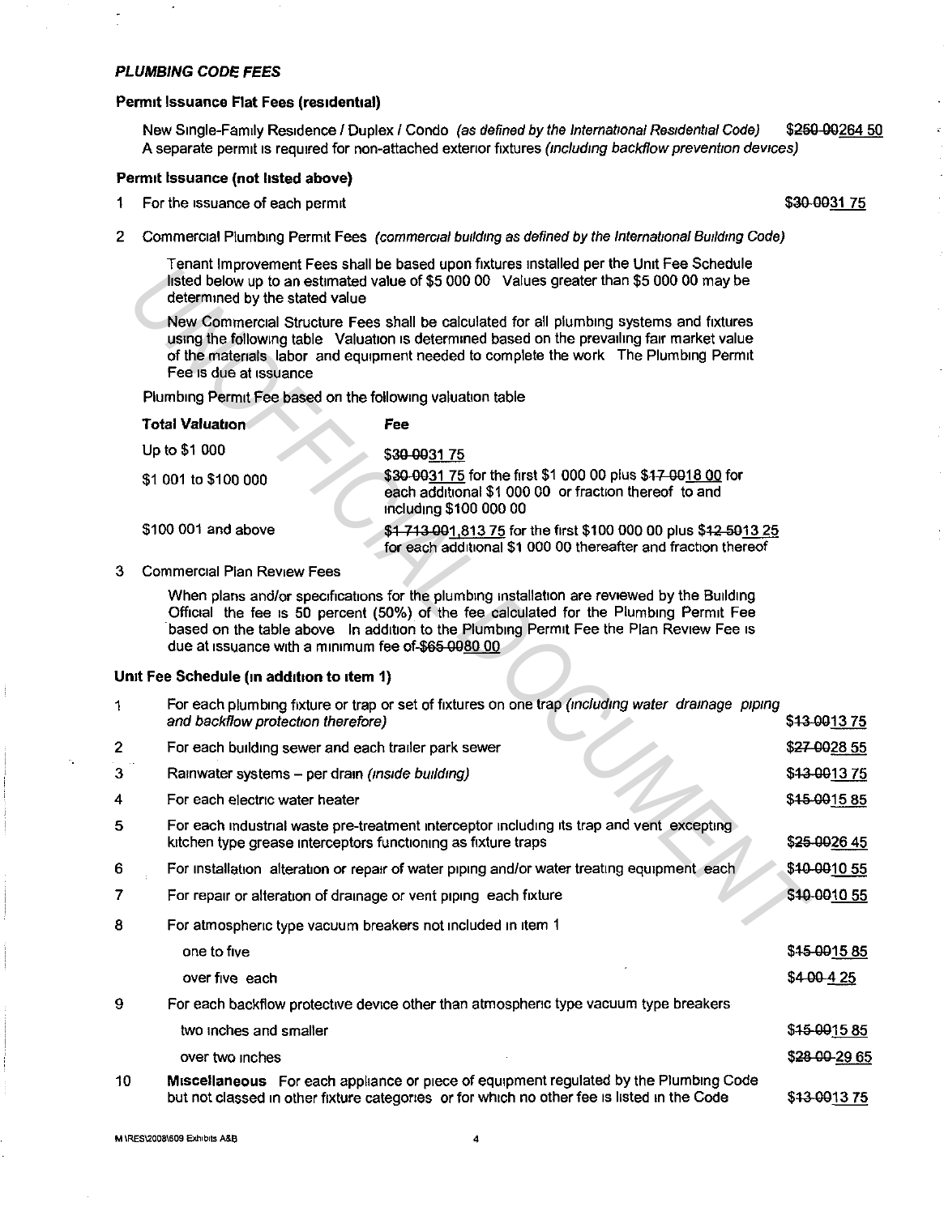### *PLUMBING CODE FEES*

**Permit Issuance Flat Fees (residential)**

New Single-Family Residence / Duplex / Condo *(as defined by the International Residential Code)* ~~$250.00~~$264.50
A separate permit is required for non-attached exterior fixtures *(including backflow prevention devices)*

**Permit Issuance (not listed above)**

1. For the issuance of each permit ~~$30.00~~$31.75

2. Commercial Plumbing Permit Fees *(commercial building as defined by the International Building Code)*

   Tenant Improvement Fees shall be based upon fixtures installed per the Unit Fee Schedule listed below up to an estimated value of $5,000.00. Values greater than $5,000.00 may be determined by the stated value.

   New Commercial Structure Fees shall be calculated for all plumbing systems and fixtures using the following table. Valuation is determined based on the prevailing fair market value of the materials, labor, and equipment needed to complete the work. The Plumbing Permit Fee is due at issuance.

   Plumbing Permit Fee based on the following valuation table.

| Total Valuation | Fee |
|---|---|
| Up to $1,000 | ~~$30.00~~$31.75 |
| $1,001 to $100,000 | ~~$30.00~~$31.75 for the first $1,000.00 plus ~~$17.00~~$18.00 for each additional $1,000.00, or fraction thereof, to and including $100,000.00 |
| $100,001 and above | ~~$1,713.00~~$1,813.75 for the first $100,000.00 plus ~~$12.50~~$13.25 for each additional $1,000.00 thereafter and fraction thereof |

3. Commercial Plan Review Fees

   When plans and/or specifications for the plumbing installation are reviewed by the Building Official, the fee is 50 percent (50%) of the fee calculated for the Plumbing Permit Fee based on the table above. In addition to the Plumbing Permit Fee the Plan Review Fee is due at issuance with a minimum fee of ~~$65.00~~$80.00.

**Unit Fee Schedule (in addition to item 1)**

| | | |
|---|---|---|
| 1 | For each plumbing fixture or trap or set of fixtures on one trap *(including water, drainage, piping and backflow protection therefore)* | ~~$13.00~~$13.75 |
| 2 | For each building sewer and each trailer park sewer | ~~$27.00~~$28.55 |
| 3 | Rainwater systems – per drain *(inside building)* | ~~$13.00~~$13.75 |
| 4 | For each electric water heater | ~~$15.00~~$15.85 |
| 5 | For each industrial waste pre-treatment interceptor including its trap and vent, excepting kitchen type grease interceptors functioning as fixture traps | ~~$25.00~~$26.45 |
| 6 | For installation, alteration or repair of water piping and/or water treating equipment, each | ~~$10.00~~$10.55 |
| 7 | For repair or alteration of drainage or vent piping, each fixture | ~~$10.00~~$10.55 |
| 8 | For atmospheric type vacuum breakers not included in item 1 | |
| | one to five | ~~$15.00~~$15.85 |
| | over five, each | ~~$4.00~~ 4.25 |
| 9 | For each backflow protective device other than atmospheric type vacuum type breakers | |
| | two inches and smaller | ~~$15.00~~$15.85 |
| | over two inches | ~~$28.00~~ 29.65 |
| 10 | **Miscellaneous** For each appliance or piece of equipment regulated by the Plumbing Code but not classed in other fixture categories, or for which no other fee is listed in the Code | ~~$13.00~~$13.75 |

M:\RES\2008\609 Exhibits A&B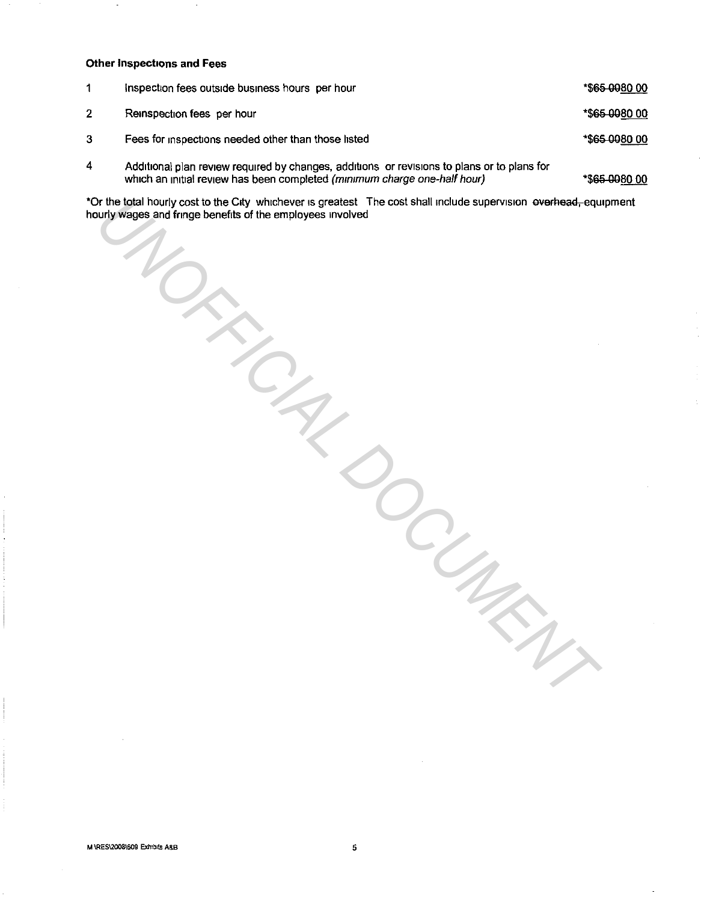**Other Inspections and Fees**

| | | |
|---|---|---|
| 1 | Inspection fees outside business hours per hour | *~~$65 00~~<u>80 00</u> |
| 2 | Reinspection fees per hour | *~~$65 00~~<u>80 00</u> |
| 3 | Fees for inspections needed other than those listed | *~~$65 00~~<u>80 00</u> |
| 4 | Additional plan review required by changes, additions or revisions to plans or to plans for which an initial review has been completed *(minimum charge one-half hour)* | *~~$65 00~~<u>80 00</u> |

*Or the total hourly cost to the City whichever is greatest The cost shall include supervision ~~overhead,~~ equipment hourly wages and fringe benefits of the employees involved

M \RES\2008\609 Exhibits A&B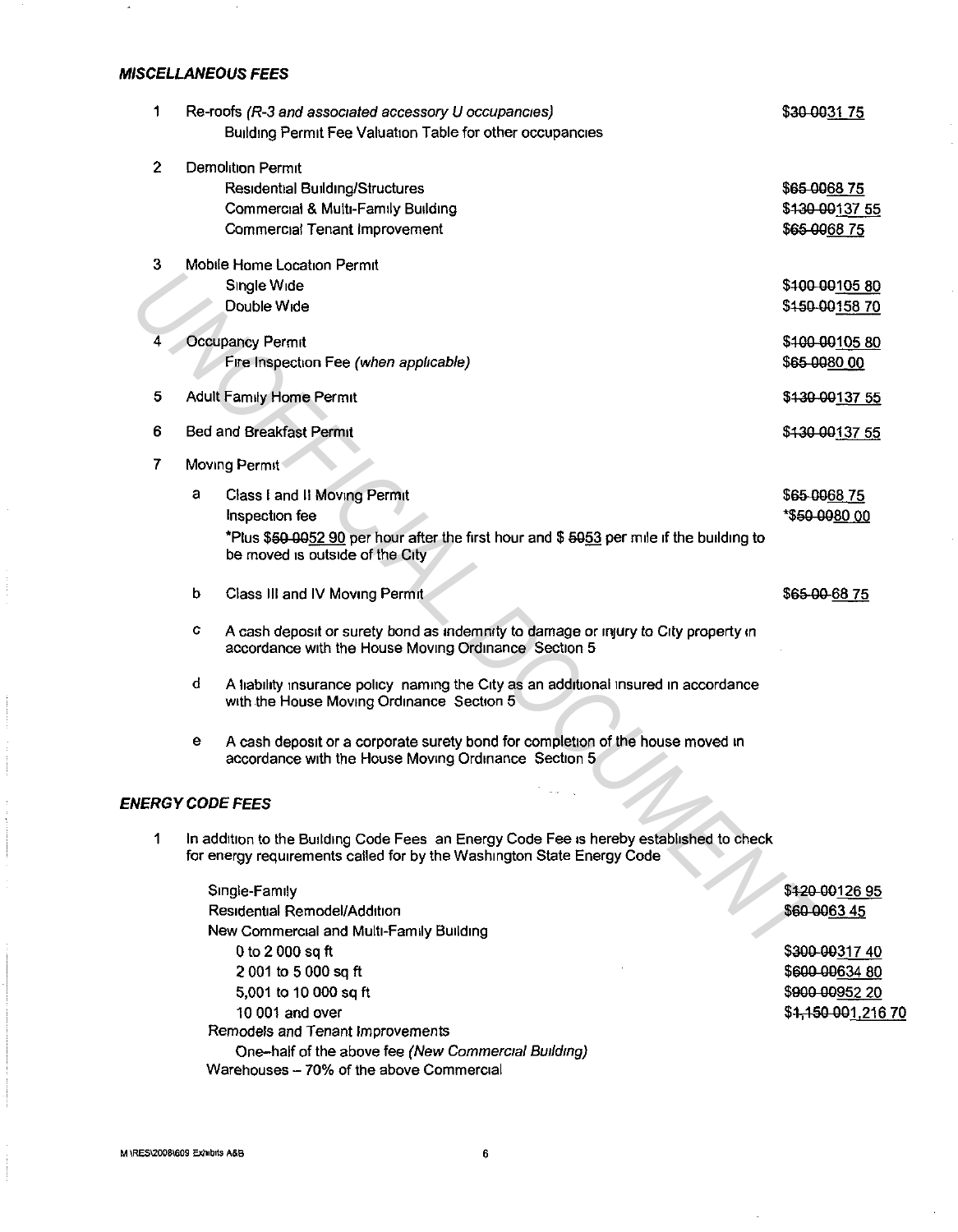### *MISCELLANEOUS FEES*

1. Re-roofs *(R-3 and associated accessory U occupancies)* — ~~$30.00~~31.75
   Building Permit Fee Valuation Table for other occupancies

2. Demolition Permit
   - Residential Building/Structures — ~~$65.00~~68.75
   - Commercial & Multi-Family Building — ~~$130.00~~137.55
   - Commercial Tenant Improvement — ~~$65.00~~68.75

3. Mobile Home Location Permit
   - Single Wide — ~~$100.00~~105.80
   - Double Wide — ~~$150.00~~158.70

4. Occupancy Permit — ~~$100.00~~105.80
   Fire Inspection Fee *(when applicable)* — ~~$65.00~~80.00

5. Adult Family Home Permit — ~~$130.00~~137.55

6. Bed and Breakfast Permit — ~~$130.00~~137.55

7. Moving Permit

   a. Class I and II Moving Permit — ~~$65.00~~68.75
      Inspection fee — *~~$50.00~~80.00
      *Plus ~~$50.00~~52.90 per hour after the first hour and $ ~~50~~53 per mile if the building to be moved is outside of the City

   b. Class III and IV Moving Permit — ~~$65.00~~ 68.75

   c. A cash deposit or surety bond as indemnity to damage or injury to City property in accordance with the House Moving Ordinance Section 5

   d. A liability insurance policy naming the City as an additional insured in accordance with the House Moving Ordinance Section 5

   e. A cash deposit or a corporate surety bond for completion of the house moved in accordance with the House Moving Ordinance Section 5

### *ENERGY CODE FEES*

1. In addition to the Building Code Fees an Energy Code Fee is hereby established to check for energy requirements called for by the Washington State Energy Code

| | |
|---|---|
| Single-Family | ~~$120.00~~126.95 |
| Residential Remodel/Addition | ~~$60.00~~63.45 |
| New Commercial and Multi-Family Building | |
| 0 to 2,000 sq ft | ~~$300.00~~317.40 |
| 2,001 to 5,000 sq ft | ~~$600.00~~634.80 |
| 5,001 to 10,000 sq ft | ~~$900.00~~952.20 |
| 10,001 and over | ~~$1,150.00~~1,216.70 |
| Remodels and Tenant Improvements | |
| One-half of the above fee *(New Commercial Building)* | |
| Warehouses – 70% of the above Commercial | |

M:\RES\2008\609 Exhibits A&B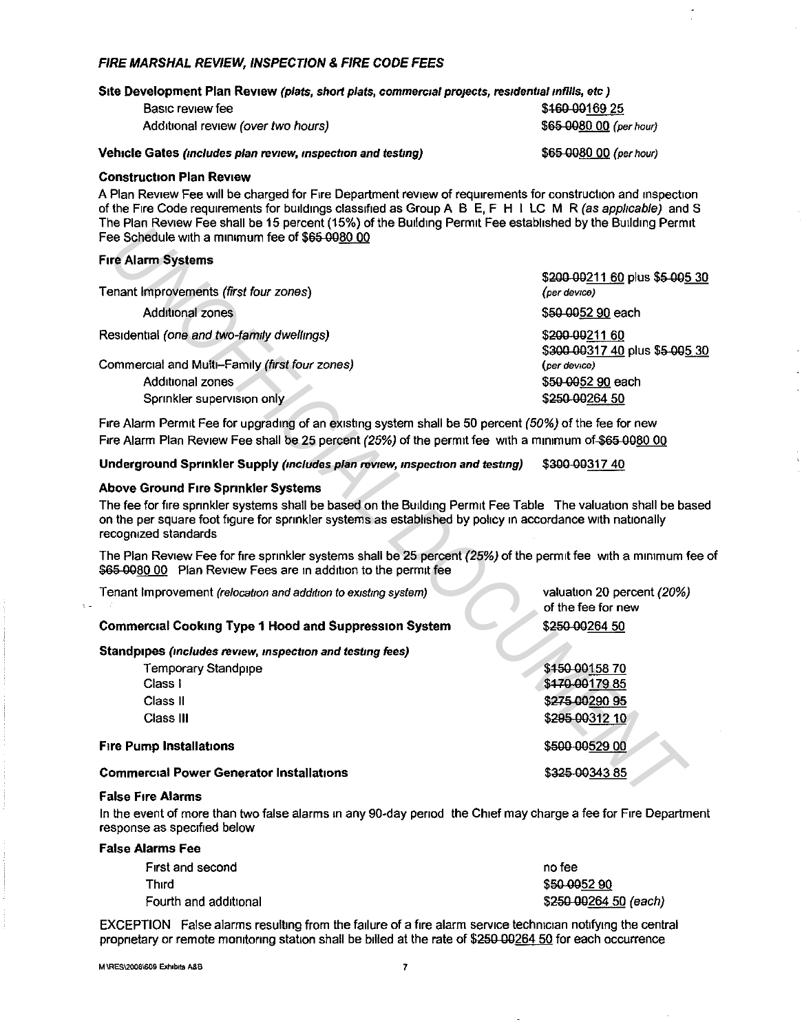### *FIRE MARSHAL REVIEW, INSPECTION & FIRE CODE FEES*

**Site Development Plan Review** ***(plats, short plats, commercial projects, residential infills, etc.)***

| | |
|---|---|
| Basic review fee | ~~$160.00~~169.25 |
| Additional review *(over two hours)* | ~~$65.00~~80.00 *(per hour)* |

**Vehicle Gates** ***(includes plan review, inspection and testing)*** ~~$65.00~~80.00 *(per hour)*

**Construction Plan Review**

A Plan Review Fee will be charged for Fire Department review of requirements for construction and inspection of the Fire Code requirements for buildings classified as Group A, B, E, F, H, I, LC, M, R *(as applicable)* and S. The Plan Review Fee shall be 15 percent (15%) of the Building Permit Fee established by the Building Permit Fee Schedule with a minimum fee of ~~$65.00~~80.00

**Fire Alarm Systems**

| | |
|---|---|
| Tenant Improvements *(first four zones)* | ~~$200.00~~211.60 plus ~~$5.00~~5.30 *(per device)* |
| Additional zones | ~~$50.00~~52.90 each |
| Residential *(one and two-family dwellings)* | ~~$200.00~~211.60 |
| Commercial and Multi–Family *(first four zones)* | ~~$300.00~~317.40 plus ~~$5.00~~5.30 *(per device)* |
| Additional zones | ~~$50.00~~52.90 each |
| Sprinkler supervision only | ~~$250.00~~264.50 |

Fire Alarm Permit Fee for upgrading of an existing system shall be 50 percent *(50%)* of the fee for new.
Fire Alarm Plan Review Fee shall be 25 percent *(25%)* of the permit fee, with a minimum of ~~$65.00~~80.00

**Underground Sprinkler Supply** ***(includes plan review, inspection and testing)*** ~~$300.00~~317.40

**Above Ground Fire Sprinkler Systems**

The fee for fire sprinkler systems shall be based on the Building Permit Fee Table. The valuation shall be based on the per square foot figure for sprinkler systems as established by policy in accordance with nationally recognized standards.

The Plan Review Fee for fire sprinkler systems shall be 25 percent *(25%)* of the permit fee, with a minimum fee of ~~$65.00~~80.00. Plan Review Fees are in addition to the permit fee.

| | |
|---|---|
| Tenant Improvement *(relocation and addition to existing system)* | valuation 20 percent *(20%)* of the fee for new |
| **Commercial Cooking Type 1 Hood and Suppression System** | ~~$250.00~~264.50 |

**Standpipes** ***(includes review, inspection and testing fees)***

| | |
|---|---|
| Temporary Standpipe | ~~$150.00~~158.70 |
| Class I | ~~$170.00~~179.85 |
| Class II | ~~$275.00~~290.95 |
| Class III | ~~$295.00~~312.10 |
| **Fire Pump Installations** | ~~$500.00~~529.00 |
| **Commercial Power Generator Installations** | ~~$325.00~~343.85 |

**False Fire Alarms**

In the event of more than two false alarms in any 90-day period, the Chief may charge a fee for Fire Department response as specified below.

**False Alarms Fee**

| | |
|---|---|
| First and second | no fee |
| Third | ~~$50.00~~52.90 |
| Fourth and additional | ~~$250.00~~264.50 *(each)* |

EXCEPTION: False alarms resulting from the failure of a fire alarm service technician notifying the central proprietary or remote monitoring station shall be billed at the rate of ~~$250.00~~264.50 for each occurrence.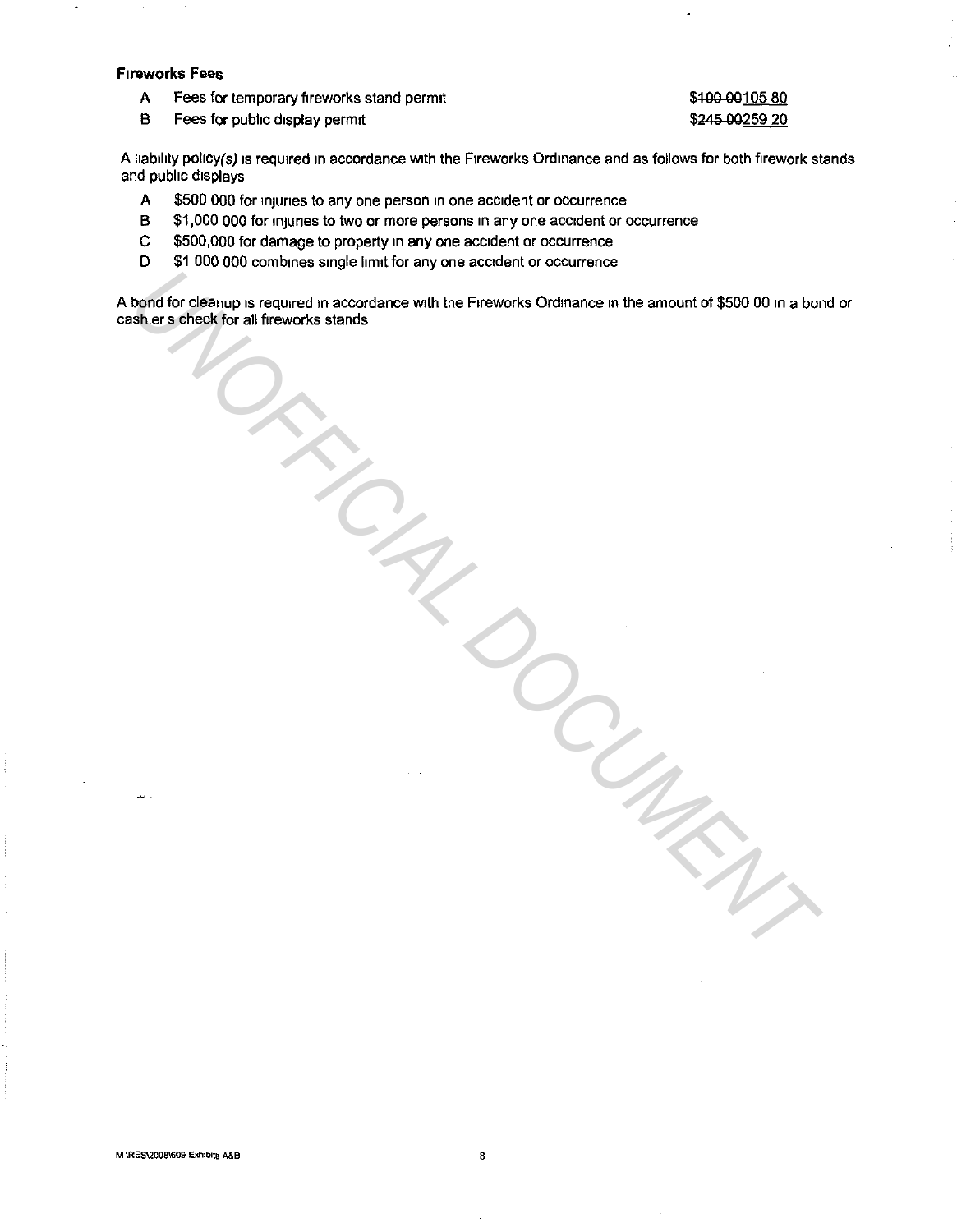**Fireworks Fees**

| | | |
|---|---|---|
| A | Fees for temporary fireworks stand permit | $~~100 00~~105 80 |
| B | Fees for public display permit | $~~245 00~~259 20 |

A liability policy*(s)* is required in accordance with the Fireworks Ordinance and as follows for both firework stands and public displays

A $500 000 for injuries to any one person in one accident or occurrence
B $1,000 000 for injuries to two or more persons in any one accident or occurrence
C $500,000 for damage to property in any one accident or occurrence
D $1 000 000 combines single limit for any one accident or occurrence

A bond for cleanup is required in accordance with the Fireworks Ordinance in the amount of $500 00 in a bond or cashier s check for all fireworks stands

UNOFFICIAL DOCUMENT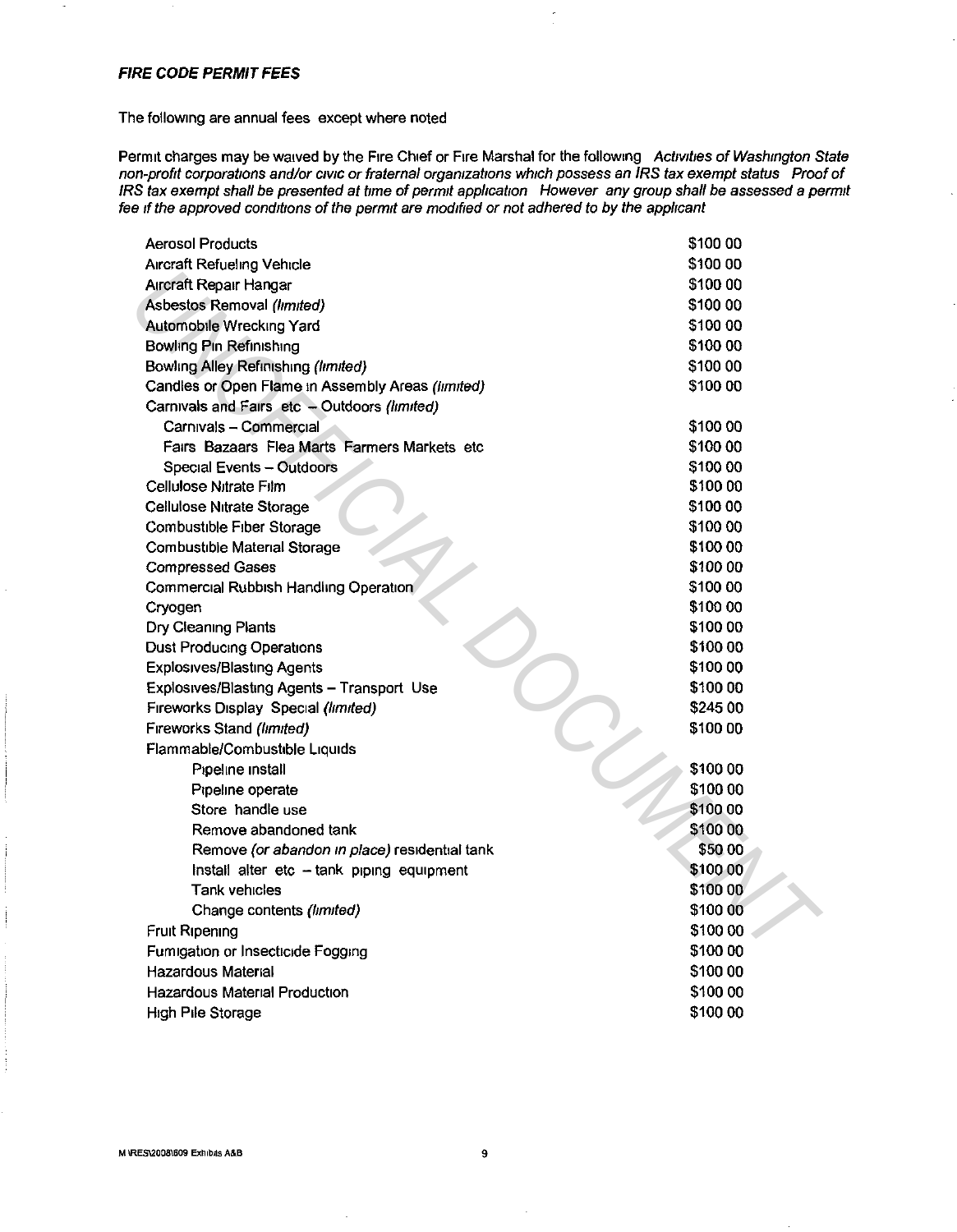***FIRE CODE PERMIT FEES***

The following are annual fees except where noted

Permit charges may be waived by the Fire Chief or Fire Marshal for the following *Activities of Washington State non-profit corporations and/or civic or fraternal organizations which possess an IRS tax exempt status Proof of IRS tax exempt shall be presented at time of permit application However any group shall be assessed a permit fee if the approved conditions of the permit are modified or not adhered to by the applicant*

| | |
|---|---|
| Aerosol Products | $100 00 |
| Aircraft Refueling Vehicle | $100 00 |
| Aircraft Repair Hangar | $100 00 |
| Asbestos Removal *(limited)* | $100 00 |
| Automobile Wrecking Yard | $100 00 |
| Bowling Pin Refinishing | $100 00 |
| Bowling Alley Refinishing *(limited)* | $100 00 |
| Candles or Open Flame in Assembly Areas *(limited)* | $100 00 |
| Carnivals and Fairs etc – Outdoors *(limited)* | |
| Carnivals – Commercial | $100 00 |
| Fairs Bazaars Flea Marts Farmers Markets etc | $100 00 |
| Special Events – Outdoors | $100 00 |
| Cellulose Nitrate Film | $100 00 |
| Cellulose Nitrate Storage | $100 00 |
| Combustible Fiber Storage | $100 00 |
| Combustible Material Storage | $100 00 |
| Compressed Gases | $100 00 |
| Commercial Rubbish Handling Operation | $100 00 |
| Cryogen | $100 00 |
| Dry Cleaning Plants | $100 00 |
| Dust Producing Operations | $100 00 |
| Explosives/Blasting Agents | $100 00 |
| Explosives/Blasting Agents – Transport Use | $100 00 |
| Fireworks Display Special *(limited)* | $245 00 |
| Fireworks Stand *(limited)* | $100 00 |
| Flammable/Combustible Liquids | |
| Pipeline install | $100 00 |
| Pipeline operate | $100 00 |
| Store handle use | $100 00 |
| Remove abandoned tank | $100 00 |
| Remove *(or abandon in place)* residential tank | $50 00 |
| Install alter etc – tank piping equipment | $100 00 |
| Tank vehicles | $100 00 |
| Change contents *(limited)* | $100 00 |
| Fruit Ripening | $100 00 |
| Fumigation or Insecticide Fogging | $100 00 |
| Hazardous Material | $100 00 |
| Hazardous Material Production | $100 00 |
| High Pile Storage | $100 00 |

M \RES\2008\609 Exhibits A&B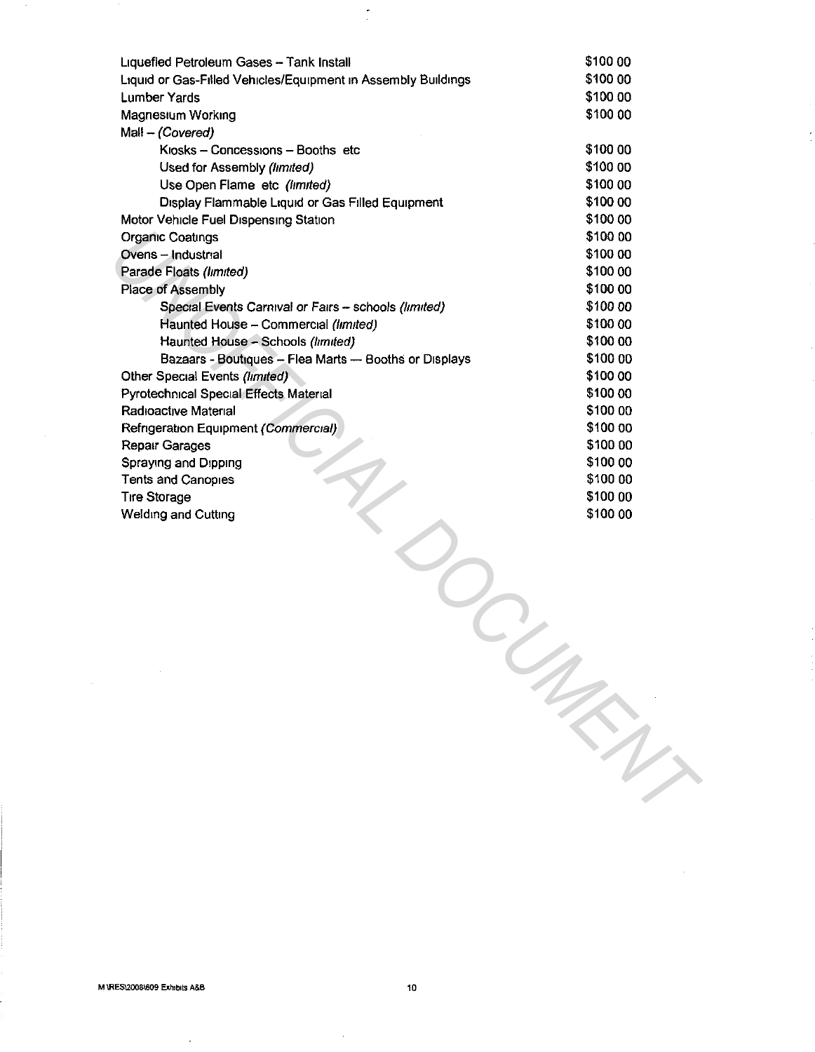| | |
|---|---|
| Liquefied Petroleum Gases – Tank Install | $100 00 |
| Liquid or Gas-Filled Vehicles/Equipment in Assembly Buildings | $100 00 |
| Lumber Yards | $100 00 |
| Magnesium Working | $100 00 |
| Mall – *(Covered)* | |
| Kiosks – Concessions – Booths etc | $100 00 |
| Used for Assembly *(limited)* | $100 00 |
| Use Open Flame etc *(limited)* | $100 00 |
| Display Flammable Liquid or Gas Filled Equipment | $100 00 |
| Motor Vehicle Fuel Dispensing Station | $100 00 |
| Organic Coatings | $100 00 |
| Ovens – Industrial | $100 00 |
| Parade Floats *(limited)* | $100 00 |
| Place of Assembly | $100 00 |
| Special Events Carnival or Fairs – schools *(limited)* | $100 00 |
| Haunted House – Commercial *(limited)* | $100 00 |
| Haunted House – Schools *(limited)* | $100 00 |
| Bazaars - Boutiques – Flea Marts — Booths or Displays | $100 00 |
| Other Special Events *(limited)* | $100 00 |
| Pyrotechnical Special Effects Material | $100 00 |
| Radioactive Material | $100 00 |
| Refrigeration Equipment *(Commercial)* | $100 00 |
| Repair Garages | $100 00 |
| Spraying and Dipping | $100 00 |
| Tents and Canopies | $100 00 |
| Tire Storage | $100 00 |
| Welding and Cutting | $100 00 |

UNOFFICIAL DOCUMENT

M \RES\2008\609 Exhibits A&B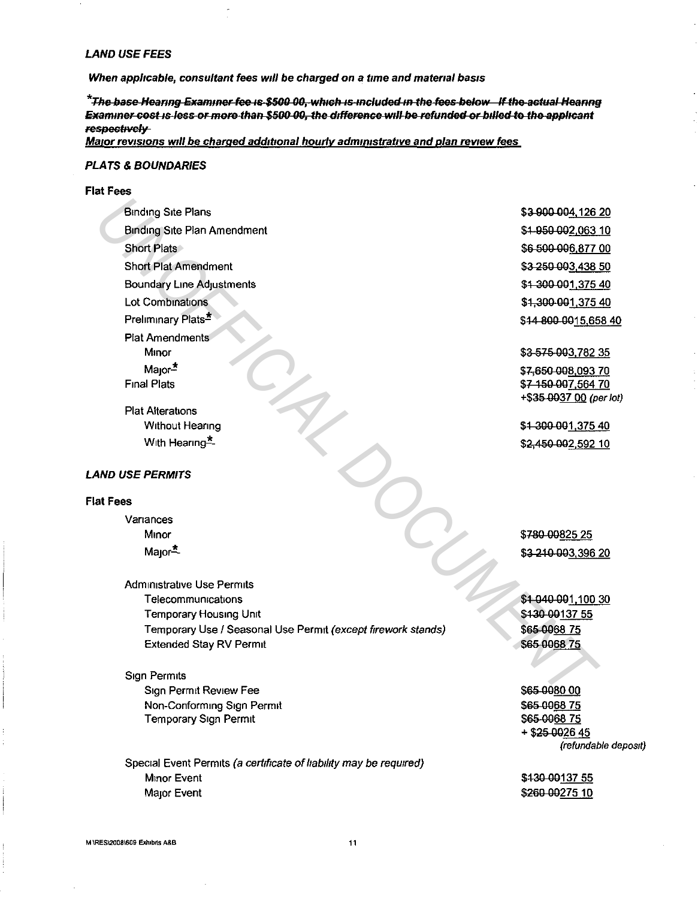*LAND USE FEES*

***When applicable, consultant fees will be charged on a time and material basis***

***~~\*The base Hearing Examiner fee is \$500.00, which is included in the fees below. If the actual Hearing Examiner cost is less or more than \$500.00, the difference will be refunded or billed to the applicant respectively.~~***
***<u>Major revisions will be charged additional hourly administrative and plan review fees.</u>***

***PLATS & BOUNDARIES***

**Flat Fees**

| | |
|---|---|
| Binding Site Plans | \$~~3,900.00~~<u>4,126.20</u> |
| Binding Site Plan Amendment | \$~~1,950.00~~<u>2,063.10</u> |
| Short Plats | \$~~6,500.00~~<u>6,877.00</u> |
| Short Plat Amendment | \$~~3,250.00~~<u>3,438.50</u> |
| Boundary Line Adjustments | \$~~1,300.00~~<u>1,375.40</u> |
| Lot Combinations | \$~~1,300.00~~<u>1,375.40</u> |
| Preliminary Plats* | \$~~14,800.00~~<u>15,658.40</u> |
| Plat Amendments | |
| Minor | \$~~3,575.00~~<u>3,782.35</u> |
| Major* | \$~~7,650.00~~<u>8,093.70</u> |
| Final Plats | \$~~7,150.00~~<u>7,564.70</u> +\$~~35.00~~<u>37.00</u> *(per lot)* |
| Plat Alterations | |
| Without Hearing | \$~~1,300.00~~<u>1,375.40</u> |
| With Hearing* | \$~~2,450.00~~<u>2,592.10</u> |

***LAND USE PERMITS***

**Flat Fees**

| | |
|---|---|
| Variances | |
| Minor | \$~~780.00~~<u>825.25</u> |
| Major* | \$~~3,210.00~~<u>3,396.20</u> |
| Administrative Use Permits | |
| Telecommunications | \$~~1,040.00~~<u>1,100.30</u> |
| Temporary Housing Unit | \$~~130.00~~<u>137.55</u> |
| Temporary Use / Seasonal Use Permit *(except firework stands)* | \$~~65.00~~<u>68.75</u> |
| Extended Stay RV Permit | \$~~65.00~~<u>68.75</u> |
| Sign Permits | |
| Sign Permit Review Fee | \$~~65.00~~<u>80.00</u> |
| Non-Conforming Sign Permit | \$~~65.00~~<u>68.75</u> |
| Temporary Sign Permit | \$~~65.00~~<u>68.75</u> + \$~~25.00~~<u>26.45</u> *(refundable deposit)* |
| Special Event Permits *(a certificate of liability may be required)* | |
| Minor Event | \$~~130.00~~<u>137.55</u> |
| Major Event | \$~~260.00~~<u>275.10</u> |

M:\RES\2008\609 Exhibits A&B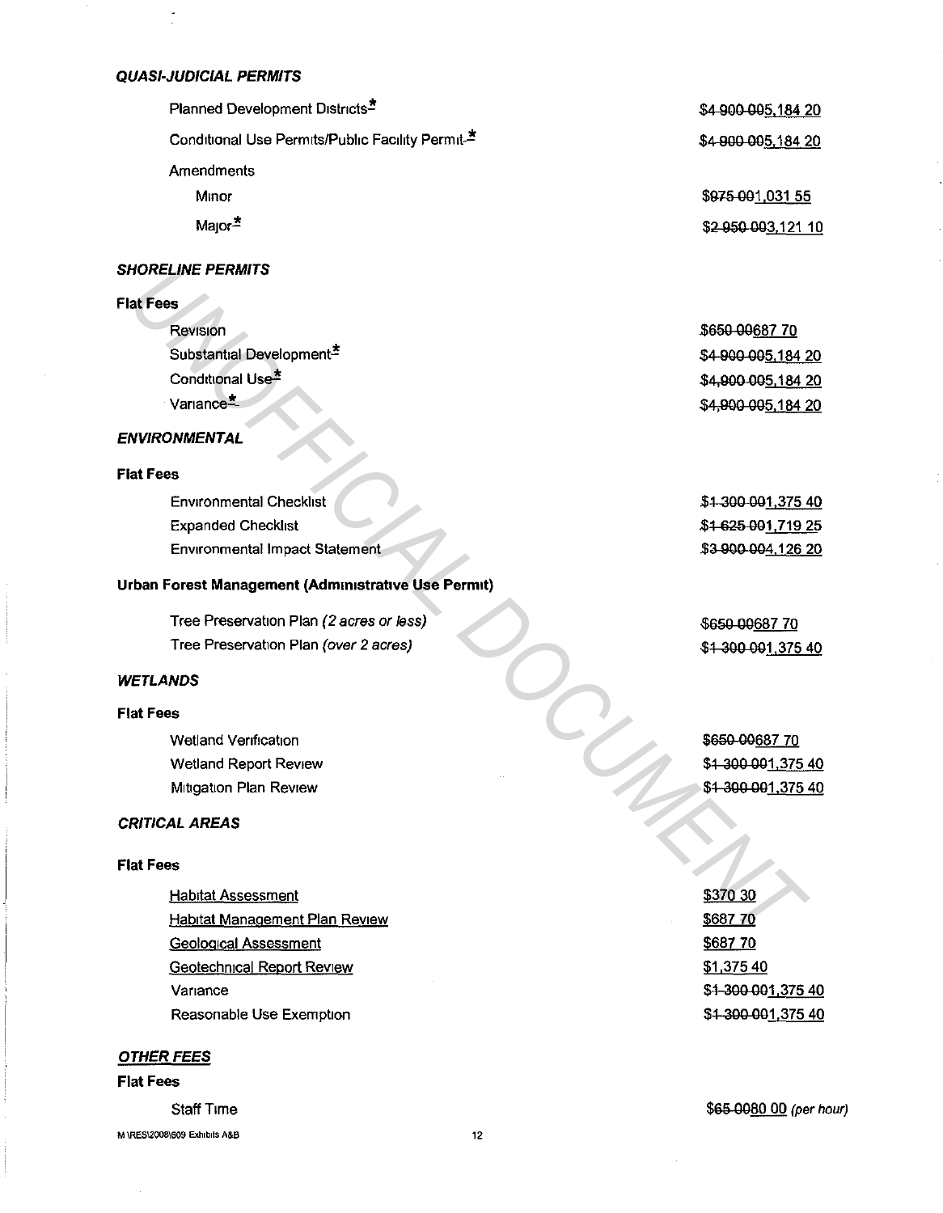### *QUASI-JUDICIAL PERMITS*

| | |
|---|---|
| Planned Development Districts* | ~~$4 900 00~~ 5,184 20 |
| Conditional Use Permits/Public Facility Permit * | ~~$4 900 00~~ 5,184 20 |
| Amendments | |
| Minor | ~~$975 00~~ 1,031 55 |
| Major* | ~~$2 950 00~~ 3,121 10 |

### *SHORELINE PERMITS*

**Flat Fees**

| | |
|---|---|
| Revision | ~~$650 00~~ 687 70 |
| Substantial Development* | ~~$4 900 00~~ 5,184 20 |
| Conditional Use* | ~~$4,900 00~~ 5,184 20 |
| Variance* | ~~$4,900 00~~ 5,184 20 |

### *ENVIRONMENTAL*

**Flat Fees**

| | |
|---|---|
| Environmental Checklist | ~~$1 300 00~~ 1,375 40 |
| Expanded Checklist | ~~$1 625 00~~ 1,719 25 |
| Environmental Impact Statement | ~~$3 900 00~~ 4,126 20 |

**Urban Forest Management (Administrative Use Permit)**

| | |
|---|---|
| Tree Preservation Plan *(2 acres or less)* | ~~$650 00~~ 687 70 |
| Tree Preservation Plan *(over 2 acres)* | ~~$1 300 00~~ 1,375 40 |

### *WETLANDS*

**Flat Fees**

| | |
|---|---|
| Wetland Verification | ~~$650 00~~ 687 70 |
| Wetland Report Review | ~~$1 300 00~~ 1,375 40 |
| Mitigation Plan Review | ~~$1 300 00~~ 1,375 40 |

### *CRITICAL AREAS*

**Flat Fees**

| | |
|---|---|
| Habitat Assessment | $370 30 |
| Habitat Management Plan Review | $687 70 |
| Geological Assessment | $687 70 |
| Geotechnical Report Review | $1,375 40 |
| Variance | ~~$1 300 00~~ 1,375 40 |
| Reasonable Use Exemption | ~~$1 300 00~~ 1,375 40 |

### *OTHER FEES*

**Flat Fees**

| | |
|---|---|
| Staff Time | ~~$65 00~~ 80 00 *(per hour)* |

M \RES\2008\509 Exhibits A&B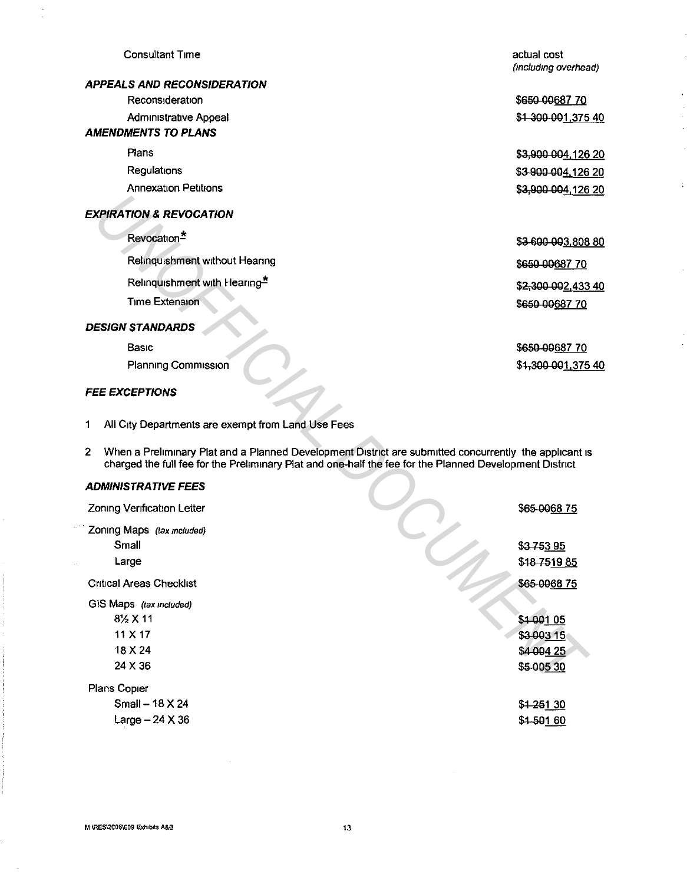| | |
|---|---|
| Consultant Time | actual cost *(including overhead)* |
| ***APPEALS AND RECONSIDERATION*** | |
| Reconsideration | ~~$650.00~~ $687.70 |
| Administrative Appeal | ~~$1,300.00~~ $1,375.40 |
| ***AMENDMENTS TO PLANS*** | |
| Plans | ~~$3,900.00~~ $4,126.20 |
| Regulations | ~~$3,900.00~~ $4,126.20 |
| Annexation Petitions | ~~$3,900.00~~ $4,126.20 |
| ***EXPIRATION & REVOCATION*** | |
| Revocation* | ~~$3,600.00~~ $3,808.80 |
| Relinquishment without Hearing | ~~$650.00~~ $687.70 |
| Relinquishment with Hearing* | ~~$2,300.00~~ $2,433.40 |
| Time Extension | ~~$650.00~~ $687.70 |
| ***DESIGN STANDARDS*** | |
| Basic | ~~$650.00~~ $687.70 |
| Planning Commission | ~~$1,300.00~~ $1,375.40 |

***FEE EXCEPTIONS***

1. All City Departments are exempt from Land Use Fees
2. When a Preliminary Plat and a Planned Development District are submitted concurrently the applicant is charged the full fee for the Preliminary Plat and one-half the fee for the Planned Development District

***ADMINISTRATIVE FEES***

| | |
|---|---|
| Zoning Verification Letter | ~~$65.00~~ $68.75 |
| Zoning Maps *(tax included)* | |
| Small | ~~$3.75~~ $3.95 |
| Large | ~~$18.75~~ $19.85 |
| Critical Areas Checklist | ~~$65.00~~ $68.75 |
| GIS Maps *(tax included)* | |
| 8½ X 11 | ~~$1.00~~ $1.05 |
| 11 X 17 | ~~$3.00~~ $3.15 |
| 18 X 24 | ~~$4.00~~ $4.25 |
| 24 X 36 | ~~$5.00~~ $5.30 |
| Plans Copier | |
| Small – 18 X 24 | ~~$1.25~~ $1.30 |
| Large – 24 X 36 | ~~$1.50~~ $1.60 |

M:\RES\2008\609 Exhibits A&B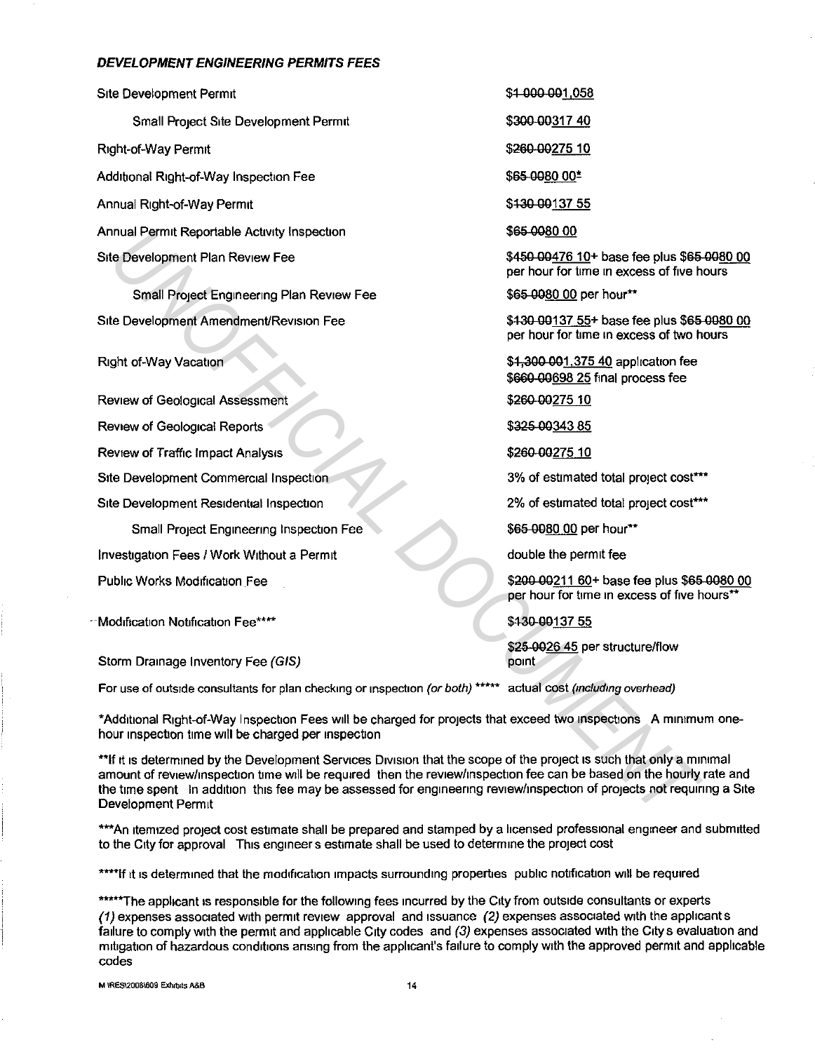***DEVELOPMENT ENGINEERING PERMITS FEES***

| Fee | Amount |
|---|---|
| Site Development Permit | ~~$1,000.00~~$1,058 |
| Small Project Site Development Permit | ~~$300.00~~$317.40 |
| Right-of-Way Permit | ~~$260.00~~$275.10 |
| Additional Right-of-Way Inspection Fee | ~~$65.00~~$80.00* |
| Annual Right-of-Way Permit | ~~$130.00~~$137.55 |
| Annual Permit Reportable Activity Inspection | ~~$65.00~~$80.00 |
| Site Development Plan Review Fee | ~~$450.00~~$476.10+ base fee plus ~~$65.00~~$80.00 per hour for time in excess of five hours |
| Small Project Engineering Plan Review Fee | ~~$65.00~~$80.00 per hour** |
| Site Development Amendment/Revision Fee | ~~$130.00~~$137.55+ base fee plus ~~$65.00~~$80.00 per hour for time in excess of two hours |
| Right of-Way Vacation | ~~$1,300.00~~$1,375.40 application fee ~~$660.00~~$698.25 final process fee |
| Review of Geological Assessment | ~~$260.00~~$275.10 |
| Review of Geological Reports | ~~$325.00~~$343.85 |
| Review of Traffic Impact Analysis | ~~$260.00~~$275.10 |
| Site Development Commercial Inspection | 3% of estimated total project cost*** |
| Site Development Residential Inspection | 2% of estimated total project cost*** |
| Small Project Engineering Inspection Fee | ~~$65.00~~$80.00 per hour** |
| Investigation Fees / Work Without a Permit | double the permit fee |
| Public Works Modification Fee | ~~$200.00~~$211.60+ base fee plus ~~$65.00~~$80.00 per hour for time in excess of five hours** |
| Modification Notification Fee**** | ~~$130.00~~$137.55 |
| Storm Drainage Inventory Fee *(GIS)* | ~~$25.00~~$26.45 per structure/flow point |
| For use of outside consultants for plan checking or inspection *(or both)* ***** | actual cost *(including overhead)* |

*Additional Right-of-Way Inspection Fees will be charged for projects that exceed two inspections. A minimum one-hour inspection time will be charged per inspection.

**If it is determined by the Development Services Division that the scope of the project is such that only a minimal amount of review/inspection time will be required, then the review/inspection fee can be based on the hourly rate and the time spent. In addition, this fee may be assessed for engineering review/inspection of projects not requiring a Site Development Permit.

***An itemized project cost estimate shall be prepared and stamped by a licensed professional engineer and submitted to the City for approval. This engineer's estimate shall be used to determine the project cost.

****If it is determined that the modification impacts surrounding properties, public notification will be required.

*****The applicant is responsible for the following fees incurred by the City from outside consultants or experts: *(1)* expenses associated with permit review, approval, and issuance; *(2)* expenses associated with the applicant's failure to comply with the permit and applicable City codes; and *(3)* expenses associated with the City's evaluation and mitigation of hazardous conditions arising from the applicant's failure to comply with the approved permit and applicable codes.

M:\RES\2008\609 Exhibits A&B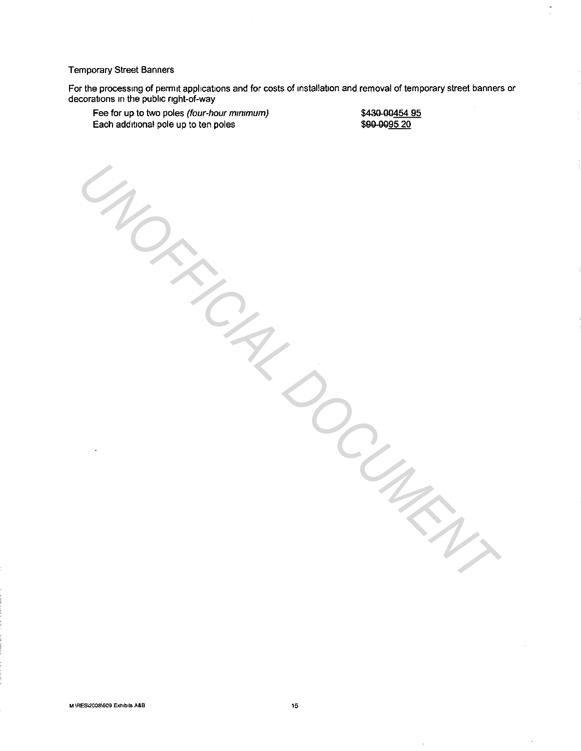Temporary Street Banners

For the processing of permit applications and for costs of installation and removal of temporary street banners or decorations in the public right-of-way

| | |
|---|---|
| Fee for up to two poles *(four-hour minimum)* | $~~430.00~~454.95 |
| Each additional pole up to ten poles | $~~90.00~~95.20 |

UNOFFICIAL DOCUMENT

M:\RES\2008\609 Exhibits A&B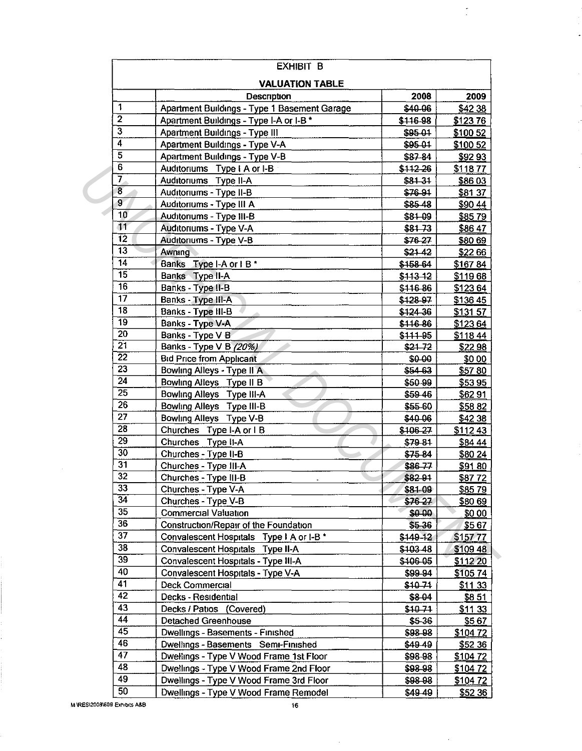| EXHIBIT B | | | |
|---|---|---|---|
| **VALUATION TABLE** | | | |
| | Description | 2008 | 2009 |
| 1 | Apartment Buildings - Type 1 Basement Garage | ~~$40.06~~ | $42.38 |
| 2 | Apartment Buildings - Type I-A or I-B * | ~~$116.98~~ | $123.76 |
| 3 | Apartment Buildings - Type III | ~~$95.01~~ | $100.52 |
| 4 | Apartment Buildings - Type V-A | ~~$95.01~~ | $100.52 |
| 5 | Apartment Buildings - Type V-B | ~~$87.84~~ | $92.93 |
| 6 | Auditoriums Type I A or I-B | ~~$112.26~~ | $118.77 |
| 7 | Auditoriums Type II-A | ~~$81.31~~ | $86.03 |
| 8 | Auditoriums - Type II-B | ~~$76.91~~ | $81.37 |
| 9 | Auditoriums - Type III A | ~~$85.48~~ | $90.44 |
| 10 | Auditoriums - Type III-B | ~~$81.09~~ | $85.79 |
| 11 | Auditoriums - Type V-A | ~~$81.73~~ | $86.47 |
| 12 | Auditoriums - Type V-B | ~~$76.27~~ | $80.69 |
| 13 | Awning | ~~$21.42~~ | $22.66 |
| 14 | Banks Type I-A or I B * | ~~$158.64~~ | $167.84 |
| 15 | Banks Type II-A | ~~$113.12~~ | $119.68 |
| 16 | Banks - Type II-B | ~~$116.86~~ | $123.64 |
| 17 | Banks - Type III-A | ~~$128.97~~ | $136.45 |
| 18 | Banks - Type III-B | ~~$124.36~~ | $131.57 |
| 19 | Banks - Type V-A | ~~$116.86~~ | $123.64 |
| 20 | Banks - Type V B | ~~$111.95~~ | $118.44 |
| 21 | Banks - Type V B *(20%)* | ~~$21.72~~ | $22.98 |
| 22 | Bid Price from Applicant | ~~$0.00~~ | $0.00 |
| 23 | Bowling Alleys - Type II A | ~~$54.63~~ | $57.80 |
| 24 | Bowling Alleys Type II B | ~~$50.99~~ | $53.95 |
| 25 | Bowling Alleys Type III-A | ~~$59.46~~ | $62.91 |
| 26 | Bowling Alleys Type III-B | ~~$55.60~~ | $58.82 |
| 27 | Bowling Alleys Type V-B | ~~$40.06~~ | $42.38 |
| 28 | Churches Type I-A or I B | ~~$106.27~~ | $112.43 |
| 29 | Churches Type II-A | ~~$79.81~~ | $84.44 |
| 30 | Churches - Type II-B | ~~$75.84~~ | $80.24 |
| 31 | Churches - Type III-A | ~~$86.77~~ | $91.80 |
| 32 | Churches - Type III-B | ~~$82.91~~ | $87.72 |
| 33 | Churches - Type V-A | ~~$81.09~~ | $85.79 |
| 34 | Churches - Type V-B | ~~$76.27~~ | $80.69 |
| 35 | Commercial Valuation | ~~$0.00~~ | $0.00 |
| 36 | Construction/Repair of the Foundation | ~~$5.36~~ | $5.67 |
| 37 | Convalescent Hospitals Type I A or I-B * | ~~$149.12~~ | $157.77 |
| 38 | Convalescent Hospitals Type II-A | ~~$103.48~~ | $109.48 |
| 39 | Convalescent Hospitals - Type III-A | ~~$106.05~~ | $112.20 |
| 40 | Convalescent Hospitals - Type V-A | ~~$99.94~~ | $105.74 |
| 41 | Deck Commercial | ~~$10.71~~ | $11.33 |
| 42 | Decks - Residential | ~~$8.04~~ | $8.51 |
| 43 | Decks / Patios (Covered) | ~~$10.71~~ | $11.33 |
| 44 | Detached Greenhouse | ~~$5.36~~ | $5.67 |
| 45 | Dwellings - Basements - Finished | ~~$98.98~~ | $104.72 |
| 46 | Dwellings - Basements Semi-Finished | ~~$49.49~~ | $52.36 |
| 47 | Dwellings - Type V Wood Frame 1st Floor | ~~$98.98~~ | $104.72 |
| 48 | Dwellings - Type V Wood Frame 2nd Floor | ~~$98.98~~ | $104.72 |
| 49 | Dwellings - Type V Wood Frame 3rd Floor | ~~$98.98~~ | $104.72 |
| 50 | Dwellings - Type V Wood Frame Remodel | ~~$49.49~~ | $52.36 |

M:\RES\2008\609 Exhibits A&B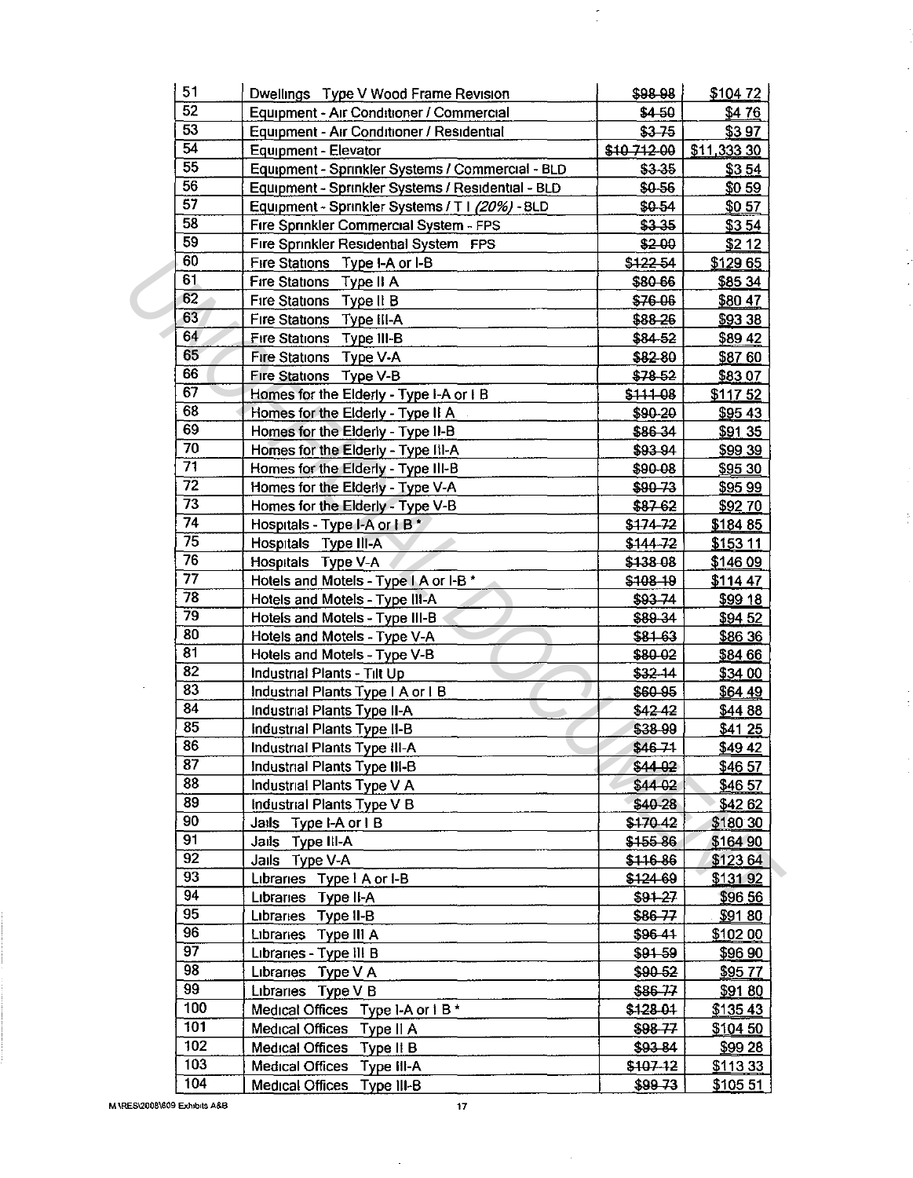| 51 | Dwellings Type V Wood Frame Revision | ~~$98 98~~ | $104 72 |
|---|---|---|---|
| 52 | Equipment - Air Conditioner / Commercial | ~~$4 50~~ | $4 76 |
| 53 | Equipment - Air Conditioner / Residential | ~~$3 75~~ | $3 97 |
| 54 | Equipment - Elevator | ~~$10 712 00~~ | $11,333 30 |
| 55 | Equipment - Sprinkler Systems / Commercial - BLD | ~~$3 35~~ | $3 54 |
| 56 | Equipment - Sprinkler Systems / Residential - BLD | ~~$0 56~~ | $0 59 |
| 57 | Equipment - Sprinkler Systems / T I *(20%)* - BLD | ~~$0 54~~ | $0 57 |
| 58 | Fire Sprinkler Commercial System - FPS | ~~$3 35~~ | $3 54 |
| 59 | Fire Sprinkler Residential System FPS | ~~$2 00~~ | $2 12 |
| 60 | Fire Stations Type I-A or I-B | ~~$122 54~~ | $129 65 |
| 61 | Fire Stations Type II A | ~~$80 66~~ | $85 34 |
| 62 | Fire Stations Type II B | ~~$76 06~~ | $80 47 |
| 63 | Fire Stations Type III-A | ~~$88 26~~ | $93 38 |
| 64 | Fire Stations Type III-B | ~~$84 52~~ | $89 42 |
| 65 | Fire Stations Type V-A | ~~$82 80~~ | $87 60 |
| 66 | Fire Stations Type V-B | ~~$78 52~~ | $83 07 |
| 67 | Homes for the Elderly - Type I-A or I B | ~~$111 08~~ | $117 52 |
| 68 | Homes for the Elderly - Type II A | ~~$90 20~~ | $95 43 |
| 69 | Homes for the Elderly - Type II-B | ~~$86 34~~ | $91 35 |
| 70 | Homes for the Elderly - Type III-A | ~~$93 94~~ | $99 39 |
| 71 | Homes for the Elderly - Type III-B | ~~$90 08~~ | $95 30 |
| 72 | Homes for the Elderly - Type V-A | ~~$90 73~~ | $95 99 |
| 73 | Homes for the Elderly - Type V-B | ~~$87 62~~ | $92 70 |
| 74 | Hospitals - Type I-A or I B * | ~~$174 72~~ | $184 85 |
| 75 | Hospitals Type III-A | ~~$144 72~~ | $153 11 |
| 76 | Hospitals Type V-A | ~~$138 08~~ | $146 09 |
| 77 | Hotels and Motels - Type I A or I-B * | ~~$108 19~~ | $114 47 |
| 78 | Hotels and Motels - Type III-A | ~~$93 74~~ | $99 18 |
| 79 | Hotels and Motels - Type III-B | ~~$89 34~~ | $94 52 |
| 80 | Hotels and Motels - Type V-A | ~~$81 63~~ | $86 36 |
| 81 | Hotels and Motels - Type V-B | ~~$80 02~~ | $84 66 |
| 82 | Industrial Plants - Tilt Up | ~~$32 14~~ | $34 00 |
| 83 | Industrial Plants Type I A or I B | ~~$60 95~~ | $64 49 |
| 84 | Industrial Plants Type II-A | ~~$42 42~~ | $44 88 |
| 85 | Industrial Plants Type II-B | ~~$38 99~~ | $41 25 |
| 86 | Industrial Plants Type III-A | ~~$46 71~~ | $49 42 |
| 87 | Industrial Plants Type III-B | ~~$44 02~~ | $46 57 |
| 88 | Industrial Plants Type V A | ~~$44 02~~ | $46 57 |
| 89 | Industrial Plants Type V B | ~~$40 28~~ | $42 62 |
| 90 | Jails Type I-A or I B | ~~$170 42~~ | $180 30 |
| 91 | Jails Type III-A | ~~$155 86~~ | $164 90 |
| 92 | Jails Type V-A | ~~$116 86~~ | $123 64 |
| 93 | Libraries Type I A or I-B | ~~$124 69~~ | $131 92 |
| 94 | Libraries Type II-A | ~~$91 27~~ | $96 56 |
| 95 | Libraries Type II-B | ~~$86 77~~ | $91 80 |
| 96 | Libraries Type III A | ~~$96 41~~ | $102 00 |
| 97 | Libraries - Type III B | ~~$91 59~~ | $96 90 |
| 98 | Libraries Type V A | ~~$90 52~~ | $95 77 |
| 99 | Libraries Type V B | ~~$86 77~~ | $91 80 |
| 100 | Medical Offices Type I-A or I B * | ~~$128 01~~ | $135 43 |
| 101 | Medical Offices Type II A | ~~$98 77~~ | $104 50 |
| 102 | Medical Offices Type II B | ~~$93 84~~ | $99 28 |
| 103 | Medical Offices Type III-A | ~~$107 12~~ | $113 33 |
| 104 | Medical Offices Type III-B | ~~$99 73~~ | $105 51 |

M \RES\2008\609 Exhibits A&B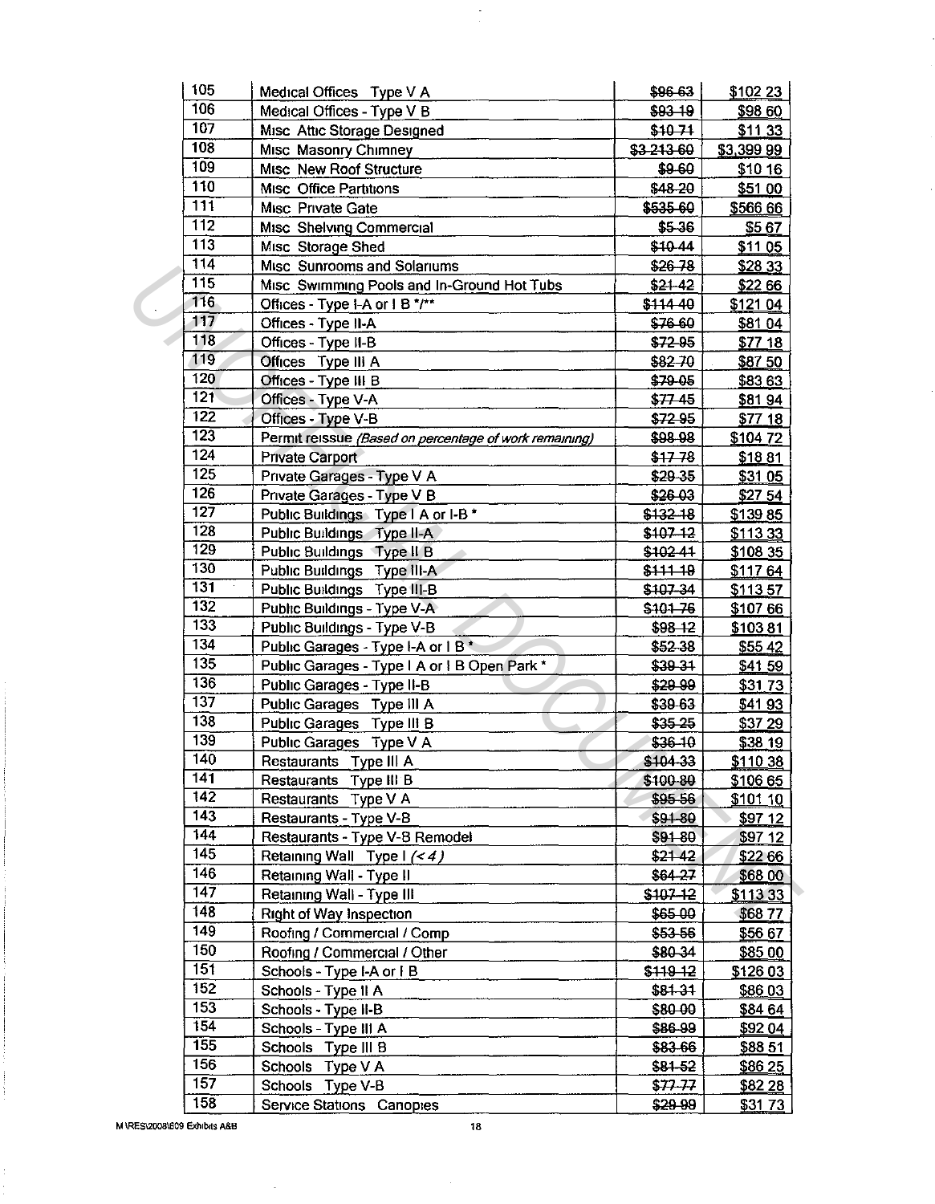| 105 | Medical Offices Type V A | ~~$96.63~~ | $102.23 |
|---|---|---|---|
| 106 | Medical Offices - Type V B | ~~$93.19~~ | $98.60 |
| 107 | Misc Attic Storage Designed | ~~$10.71~~ | $11.33 |
| 108 | Misc Masonry Chimney | ~~$3,213.60~~ | $3,399.99 |
| 109 | Misc New Roof Structure | ~~$9.60~~ | $10.16 |
| 110 | Misc Office Partitions | ~~$48.20~~ | $51.00 |
| 111 | Misc Private Gate | ~~$535.60~~ | $566.66 |
| 112 | Misc Shelving Commercial | ~~$5.36~~ | $5.67 |
| 113 | Misc Storage Shed | ~~$10.44~~ | $11.05 |
| 114 | Misc Sunrooms and Solariums | ~~$26.78~~ | $28.33 |
| 115 | Misc Swimming Pools and In-Ground Hot Tubs | ~~$21.42~~ | $22.66 |
| 116 | Offices - Type I-A or I B */** | ~~$114.40~~ | $121.04 |
| 117 | Offices - Type II-A | ~~$76.60~~ | $81.04 |
| 118 | Offices - Type II-B | ~~$72.95~~ | $77.18 |
| 119 | Offices Type III A | ~~$82.70~~ | $87.50 |
| 120 | Offices - Type III B | ~~$79.05~~ | $83.63 |
| 121 | Offices - Type V-A | ~~$77.45~~ | $81.94 |
| 122 | Offices - Type V-B | ~~$72.95~~ | $77.18 |
| 123 | Permit reissue *(Based on percentage of work remaining)* | ~~$98.98~~ | $104.72 |
| 124 | Private Carport | ~~$17.78~~ | $18.81 |
| 125 | Private Garages - Type V A | ~~$29.35~~ | $31.05 |
| 126 | Private Garages - Type V B | ~~$26.03~~ | $27.54 |
| 127 | Public Buildings Type I A or I-B * | ~~$132.18~~ | $139.85 |
| 128 | Public Buildings Type II-A | ~~$107.12~~ | $113.33 |
| 129 | Public Buildings Type II B | ~~$102.41~~ | $108.35 |
| 130 | Public Buildings Type III-A | ~~$111.19~~ | $117.64 |
| 131 | Public Buildings Type III-B | ~~$107.34~~ | $113.57 |
| 132 | Public Buildings - Type V-A | ~~$101.76~~ | $107.66 |
| 133 | Public Buildings - Type V-B | ~~$98.12~~ | $103.81 |
| 134 | Public Garages - Type I-A or I B * | ~~$52.38~~ | $55.42 |
| 135 | Public Garages - Type I A or I B Open Park * | ~~$39.31~~ | $41.59 |
| 136 | Public Garages - Type II-B | ~~$29.99~~ | $31.73 |
| 137 | Public Garages Type III A | ~~$39.63~~ | $41.93 |
| 138 | Public Garages Type III B | ~~$35.25~~ | $37.29 |
| 139 | Public Garages Type V A | ~~$36.10~~ | $38.19 |
| 140 | Restaurants Type III A | ~~$104.33~~ | $110.38 |
| 141 | Restaurants Type III B | ~~$100.80~~ | $106.65 |
| 142 | Restaurants Type V A | ~~$95.56~~ | $101.10 |
| 143 | Restaurants - Type V-B | ~~$91.80~~ | $97.12 |
| 144 | Restaurants - Type V-B Remodel | ~~$91.80~~ | $97.12 |
| 145 | Retaining Wall Type I *(< 4)* | ~~$21.42~~ | $22.66 |
| 146 | Retaining Wall - Type II | ~~$64.27~~ | $68.00 |
| 147 | Retaining Wall - Type III | ~~$107.12~~ | $113.33 |
| 148 | Right of Way Inspection | ~~$65.00~~ | $68.77 |
| 149 | Roofing / Commercial / Comp | ~~$53.56~~ | $56.67 |
| 150 | Roofing / Commercial / Other | ~~$80.34~~ | $85.00 |
| 151 | Schools - Type I-A or I B | ~~$119.12~~ | $126.03 |
| 152 | Schools - Type II A | ~~$81.31~~ | $86.03 |
| 153 | Schools - Type II-B | ~~$80.00~~ | $84.64 |
| 154 | Schools - Type III A | ~~$86.99~~ | $92.04 |
| 155 | Schools Type III B | ~~$83.66~~ | $88.51 |
| 156 | Schools Type V A | ~~$81.52~~ | $86.25 |
| 157 | Schools Type V-B | ~~$77.77~~ | $82.28 |
| 158 | Service Stations Canopies | ~~$29.99~~ | $31.73 |

M:\RES\2008\609 Exhibits A&B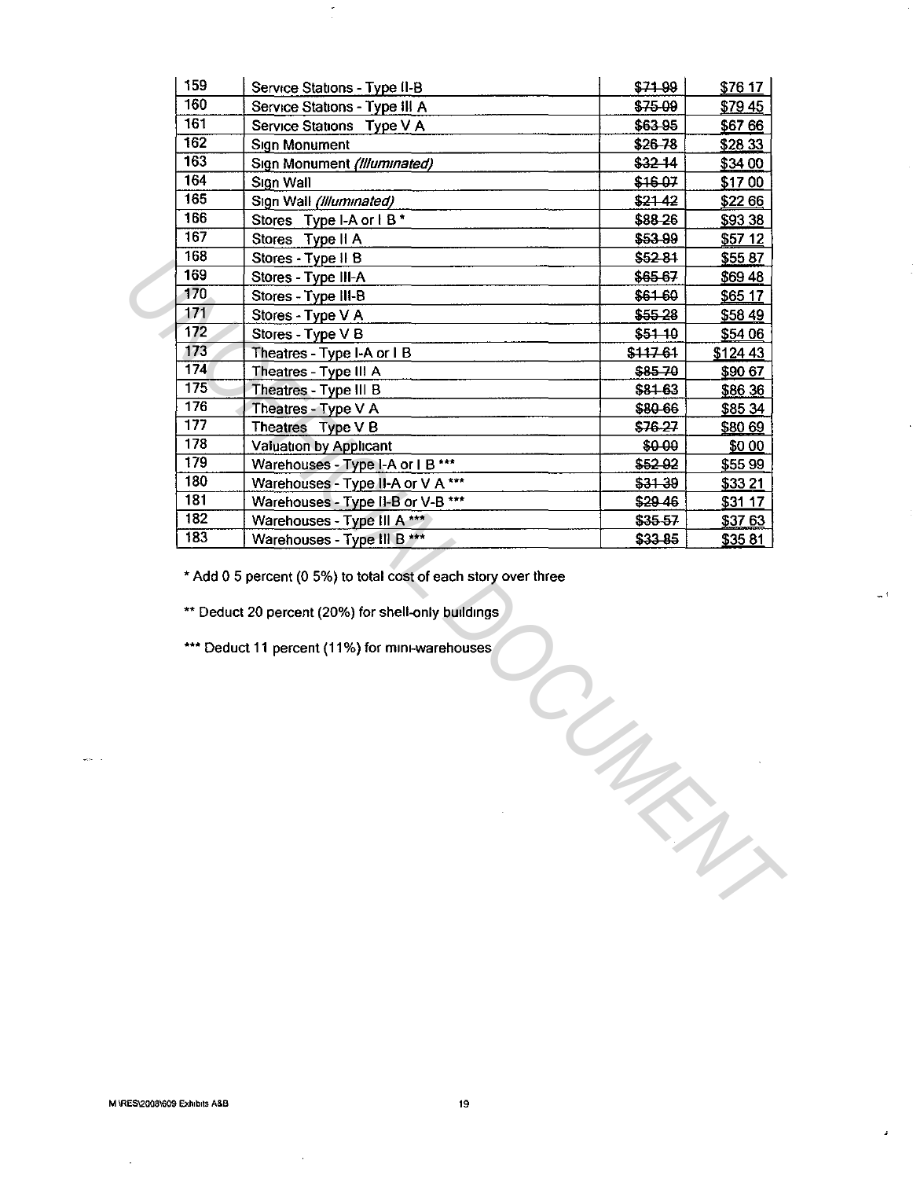| | | | |
|---|---|---|---|
| 159 | Service Stations - Type II-B | ~~$71 99~~ | $76 17 |
| 160 | Service Stations - Type III A | ~~$75 09~~ | $79 45 |
| 161 | Service Stations Type V A | ~~$63 95~~ | $67 66 |
| 162 | Sign Monument | ~~$26 78~~ | $28 33 |
| 163 | Sign Monument *(Illuminated)* | ~~$32 14~~ | $34 00 |
| 164 | Sign Wall | ~~$16 07~~ | $17 00 |
| 165 | Sign Wall *(Illuminated)* | ~~$21 42~~ | $22 66 |
| 166 | Stores Type I-A or I B * | ~~$88 26~~ | $93 38 |
| 167 | Stores Type II A | ~~$53 99~~ | $57 12 |
| 168 | Stores - Type II B | ~~$52 81~~ | $55 87 |
| 169 | Stores - Type III-A | ~~$65 67~~ | $69 48 |
| 170 | Stores - Type III-B | ~~$61 60~~ | $65 17 |
| 171 | Stores - Type V A | ~~$55 28~~ | $58 49 |
| 172 | Stores - Type V B | ~~$51 10~~ | $54 06 |
| 173 | Theatres - Type I-A or I B | ~~$117 61~~ | $124 43 |
| 174 | Theatres - Type III A | ~~$85 70~~ | $90 67 |
| 175 | Theatres - Type III B | ~~$81 63~~ | $86 36 |
| 176 | Theatres - Type V A | ~~$80 66~~ | $85 34 |
| 177 | Theatres Type V B | ~~$76 27~~ | $80 69 |
| 178 | Valuation by Applicant | ~~$0 00~~ | $0 00 |
| 179 | Warehouses - Type I-A or I B *** | ~~$52 92~~ | $55 99 |
| 180 | Warehouses - Type II-A or V A *** | ~~$31 39~~ | $33 21 |
| 181 | Warehouses - Type II-B or V-B *** | ~~$29 46~~ | $31 17 |
| 182 | Warehouses - Type III A *** | ~~$35 57~~ | $37 63 |
| 183 | Warehouses - Type III B *** | ~~$33 85~~ | $35 81 |

* Add 0 5 percent (0 5%) to total cost of each story over three

** Deduct 20 percent (20%) for shell-only buildings

*** Deduct 11 percent (11%) for mini-warehouses

UNOFFICIAL DOCUMENT